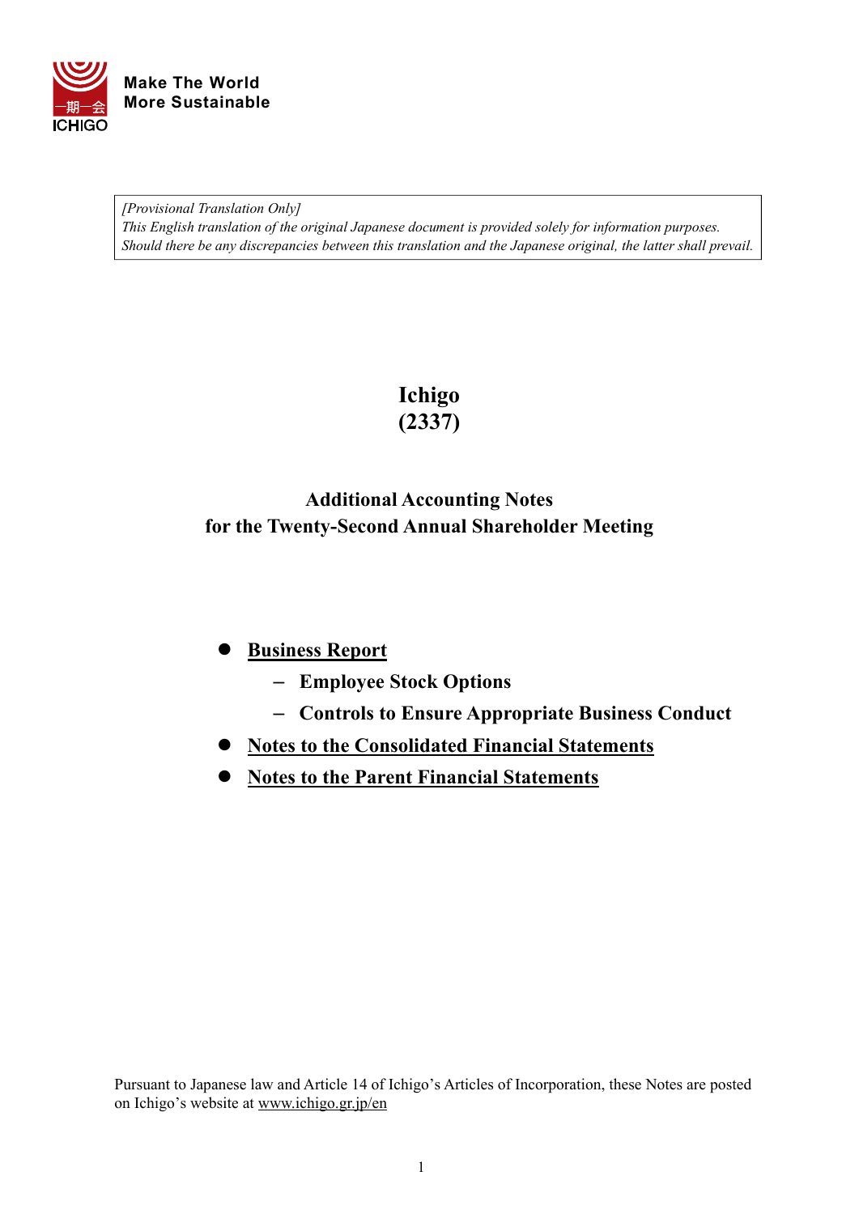Make The World
More Sustainable

*[Provisional Translation Only]*
*This English translation of the original Japanese document is provided solely for information purposes. Should there be any discrepancies between this translation and the Japanese original, the latter shall prevail.*

# Ichigo
# (2337)

## Additional Accounting Notes for the Twenty-Second Annual Shareholder Meeting

- **Business Report**
  - **Employee Stock Options**
  - **Controls to Ensure Appropriate Business Conduct**
- **Notes to the Consolidated Financial Statements**
- **Notes to the Parent Financial Statements**

Pursuant to Japanese law and Article 14 of Ichigo's Articles of Incorporation, these Notes are posted on Ichigo's website at www.ichigo.gr.jp/en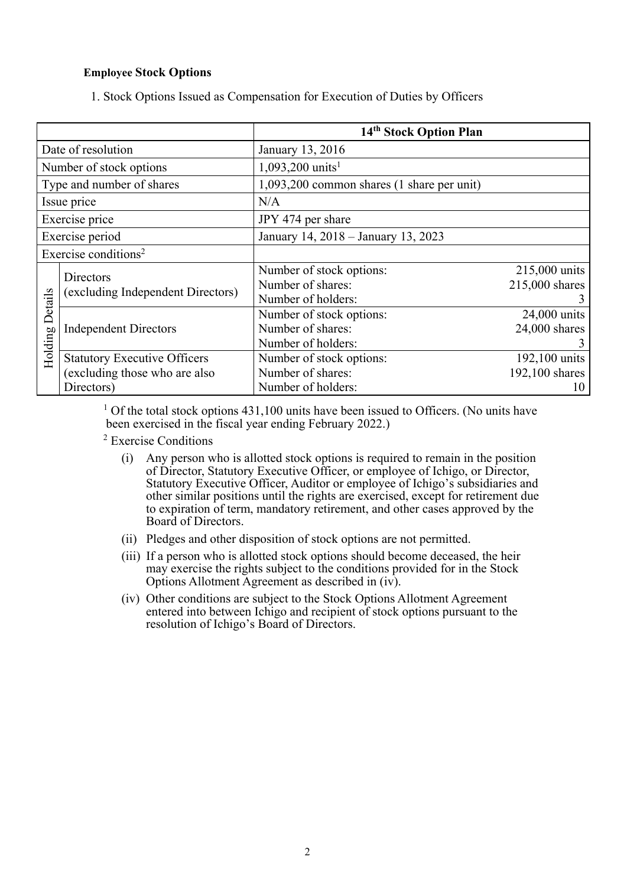**Employee Stock Options**

1. Stock Options Issued as Compensation for Execution of Duties by Officers

| | | 14th Stock Option Plan | |
|---|---|---|---|
| Date of resolution | | January 13, 2016 | |
| Number of stock options | | 1,093,200 units[1] | |
| Type and number of shares | | 1,093,200 common shares (1 share per unit) | |
| Issue price | | N/A | |
| Exercise price | | JPY 474 per share | |
| Exercise period | | January 14, 2018 – January 13, 2023 | |
| Exercise conditions[2] | | | |
| Holding Details | Directors (excluding Independent Directors) | Number of stock options:<br>Number of shares:<br>Number of holders: | 215,000 units<br>215,000 shares<br>3 |
| | Independent Directors | Number of stock options:<br>Number of shares:<br>Number of holders: | 24,000 units<br>24,000 shares<br>3 |
| | Statutory Executive Officers (excluding those who are also Directors) | Number of stock options:<br>Number of shares:<br>Number of holders: | 192,100 units<br>192,100 shares<br>10 |

[1] Of the total stock options 431,100 units have been issued to Officers. (No units have been exercised in the fiscal year ending February 2022.)

[2] Exercise Conditions

(i) Any person who is allotted stock options is required to remain in the position of Director, Statutory Executive Officer, or employee of Ichigo, or Director, Statutory Executive Officer, Auditor or employee of Ichigo's subsidiaries and other similar positions until the rights are exercised, except for retirement due to expiration of term, mandatory retirement, and other cases approved by the Board of Directors.

(ii) Pledges and other disposition of stock options are not permitted.

(iii) If a person who is allotted stock options should become deceased, the heir may exercise the rights subject to the conditions provided for in the Stock Options Allotment Agreement as described in (iv).

(iv) Other conditions are subject to the Stock Options Allotment Agreement entered into between Ichigo and recipient of stock options pursuant to the resolution of Ichigo's Board of Directors.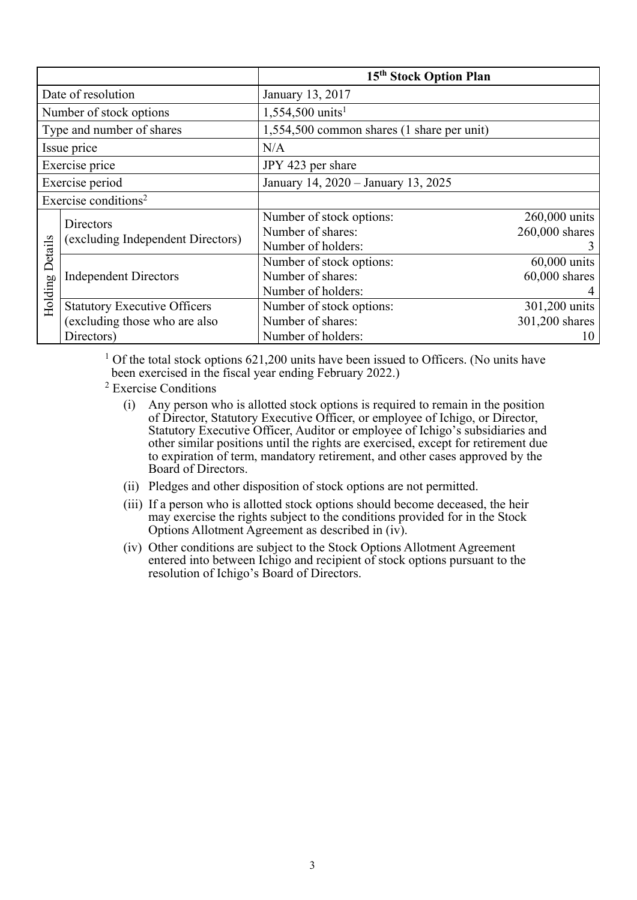| | | 15th Stock Option Plan | |
|---|---|---|---|
| Date of resolution | | January 13, 2017 | |
| Number of stock options | | 1,554,500 units[1] | |
| Type and number of shares | | 1,554,500 common shares (1 share per unit) | |
| Issue price | | N/A | |
| Exercise price | | JPY 423 per share | |
| Exercise period | | January 14, 2020 – January 13, 2025 | |
| Exercise conditions[2] | | | |
| Holding Details | Directors (excluding Independent Directors) | Number of stock options:<br>Number of shares:<br>Number of holders: | 260,000 units<br>260,000 shares<br>3 |
| | Independent Directors | Number of stock options:<br>Number of shares:<br>Number of holders: | 60,000 units<br>60,000 shares<br>4 |
| | Statutory Executive Officers (excluding those who are also Directors) | Number of stock options:<br>Number of shares:<br>Number of holders: | 301,200 units<br>301,200 shares<br>10 |

[1] Of the total stock options 621,200 units have been issued to Officers. (No units have been exercised in the fiscal year ending February 2022.)

[2] Exercise Conditions

(i) Any person who is allotted stock options is required to remain in the position of Director, Statutory Executive Officer, or employee of Ichigo, or Director, Statutory Executive Officer, Auditor or employee of Ichigo's subsidiaries and other similar positions until the rights are exercised, except for retirement due to expiration of term, mandatory retirement, and other cases approved by the Board of Directors.

(ii) Pledges and other disposition of stock options are not permitted.

(iii) If a person who is allotted stock options should become deceased, the heir may exercise the rights subject to the conditions provided for in the Stock Options Allotment Agreement as described in (iv).

(iv) Other conditions are subject to the Stock Options Allotment Agreement entered into between Ichigo and recipient of stock options pursuant to the resolution of Ichigo's Board of Directors.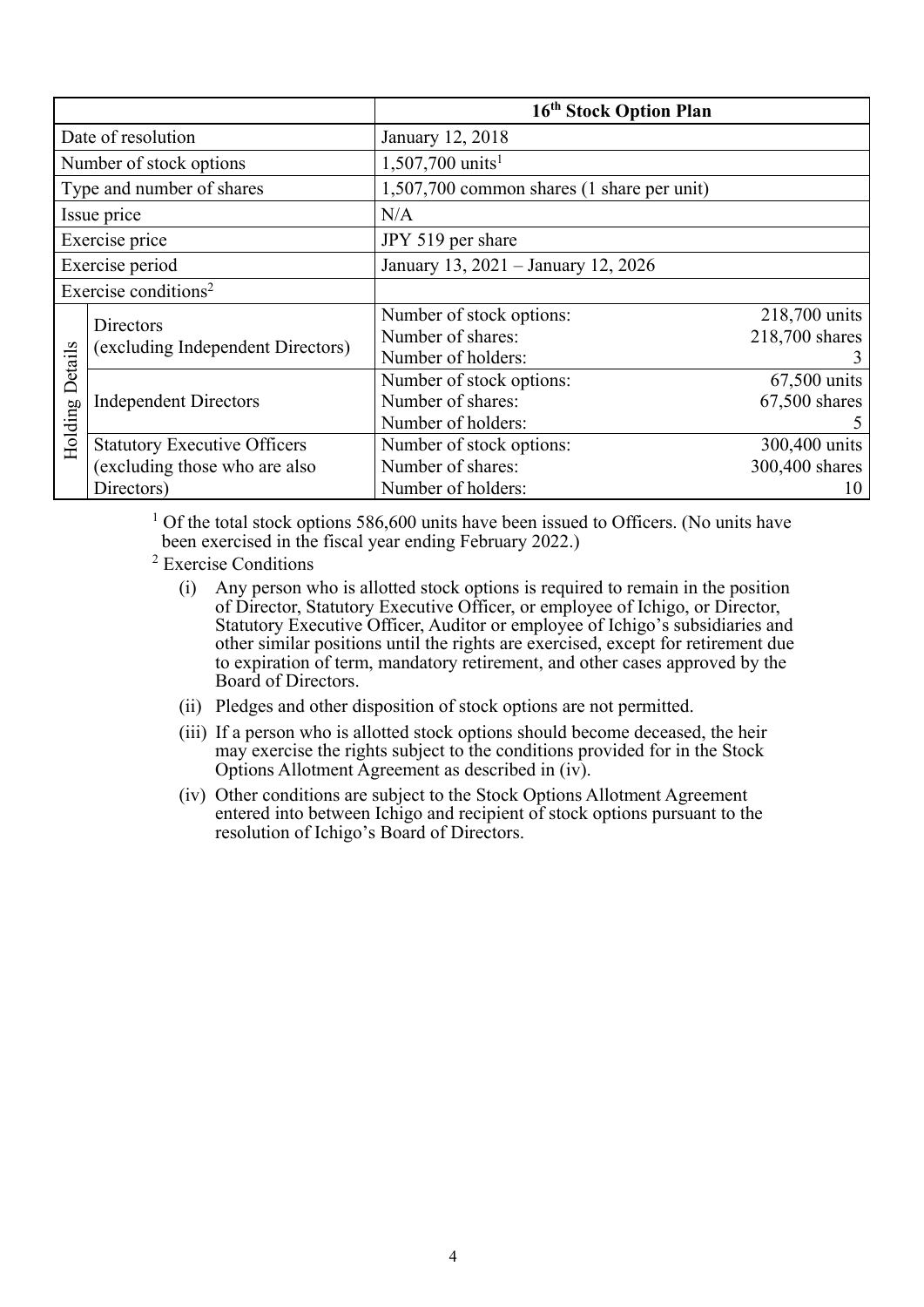| | | 16th Stock Option Plan | |
|---|---|---|---|
| Date of resolution | | January 12, 2018 | |
| Number of stock options | | 1,507,700 units[1] | |
| Type and number of shares | | 1,507,700 common shares (1 share per unit) | |
| Issue price | | N/A | |
| Exercise price | | JPY 519 per share | |
| Exercise period | | January 13, 2021 – January 12, 2026 | |
| Exercise conditions[2] | | | |
| Holding Details | Directors (excluding Independent Directors) | Number of stock options: | 218,700 units |
| | | Number of shares: | 218,700 shares |
| | | Number of holders: | 3 |
| | Independent Directors | Number of stock options: | 67,500 units |
| | | Number of shares: | 67,500 shares |
| | | Number of holders: | 5 |
| | Statutory Executive Officers (excluding those who are also Directors) | Number of stock options: | 300,400 units |
| | | Number of shares: | 300,400 shares |
| | | Number of holders: | 10 |

[1] Of the total stock options 586,600 units have been issued to Officers. (No units have been exercised in the fiscal year ending February 2022.)

[2] Exercise Conditions

(i) Any person who is allotted stock options is required to remain in the position of Director, Statutory Executive Officer, or employee of Ichigo, or Director, Statutory Executive Officer, Auditor or employee of Ichigo's subsidiaries and other similar positions until the rights are exercised, except for retirement due to expiration of term, mandatory retirement, and other cases approved by the Board of Directors.

(ii) Pledges and other disposition of stock options are not permitted.

(iii) If a person who is allotted stock options should become deceased, the heir may exercise the rights subject to the conditions provided for in the Stock Options Allotment Agreement as described in (iv).

(iv) Other conditions are subject to the Stock Options Allotment Agreement entered into between Ichigo and recipient of stock options pursuant to the resolution of Ichigo's Board of Directors.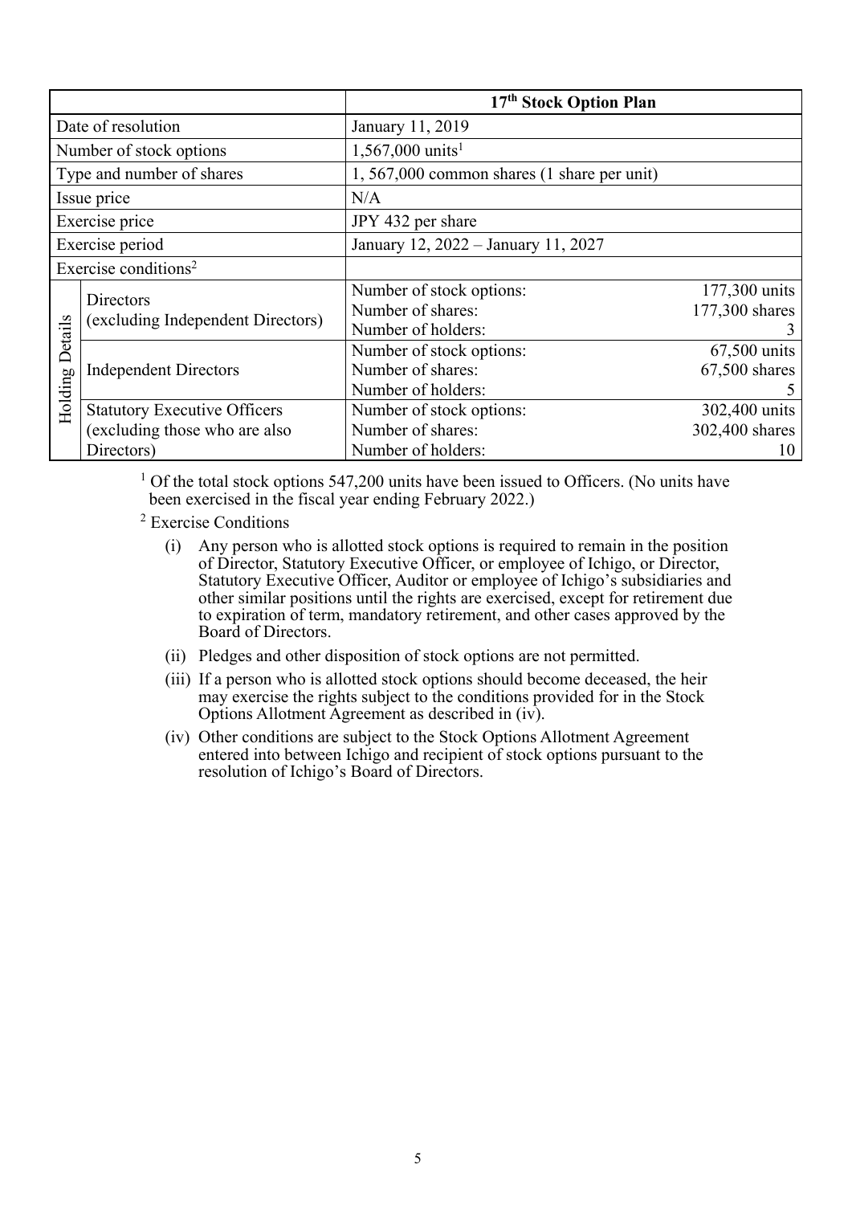| | | 17th Stock Option Plan | |
|---|---|---|---|
| Date of resolution | | January 11, 2019 | |
| Number of stock options | | 1,567,000 units[1] | |
| Type and number of shares | | 1, 567,000 common shares (1 share per unit) | |
| Issue price | | N/A | |
| Exercise price | | JPY 432 per share | |
| Exercise period | | January 12, 2022 – January 11, 2027 | |
| Exercise conditions[2] | | | |
| Holding Details | Directors (excluding Independent Directors) | Number of stock options:<br>Number of shares:<br>Number of holders: | 177,300 units<br>177,300 shares<br>3 |
| | Independent Directors | Number of stock options:<br>Number of shares:<br>Number of holders: | 67,500 units<br>67,500 shares<br>5 |
| | Statutory Executive Officers (excluding those who are also Directors) | Number of stock options:<br>Number of shares:<br>Number of holders: | 302,400 units<br>302,400 shares<br>10 |

[1] Of the total stock options 547,200 units have been issued to Officers. (No units have been exercised in the fiscal year ending February 2022.)

[2] Exercise Conditions

(i) Any person who is allotted stock options is required to remain in the position of Director, Statutory Executive Officer, or employee of Ichigo, or Director, Statutory Executive Officer, Auditor or employee of Ichigo's subsidiaries and other similar positions until the rights are exercised, except for retirement due to expiration of term, mandatory retirement, and other cases approved by the Board of Directors.

(ii) Pledges and other disposition of stock options are not permitted.

(iii) If a person who is allotted stock options should become deceased, the heir may exercise the rights subject to the conditions provided for in the Stock Options Allotment Agreement as described in (iv).

(iv) Other conditions are subject to the Stock Options Allotment Agreement entered into between Ichigo and recipient of stock options pursuant to the resolution of Ichigo's Board of Directors.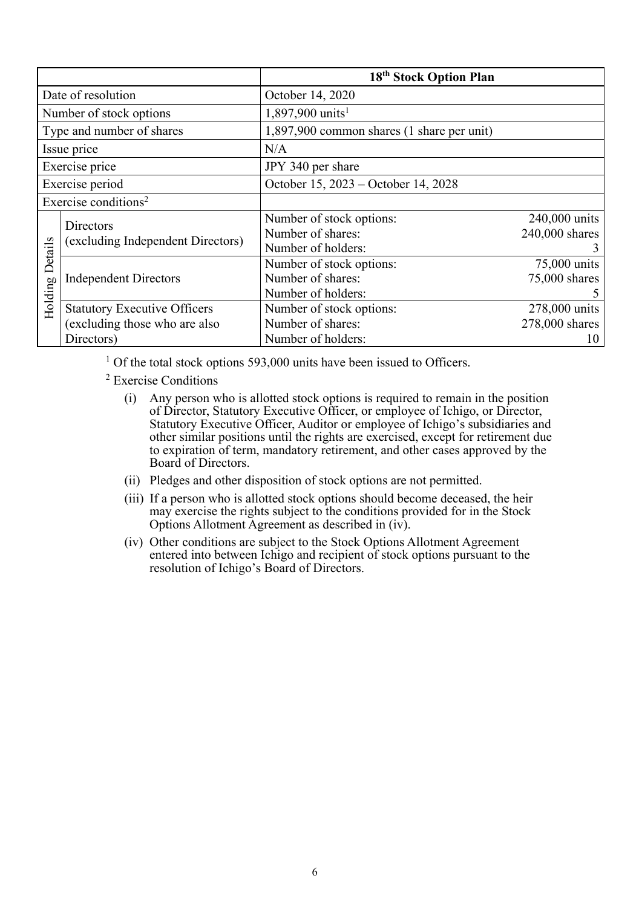| | | 18th Stock Option Plan |
|---|---|---|
| Date of resolution | | October 14, 2020 |
| Number of stock options | | 1,897,900 units[1] |
| Type and number of shares | | 1,897,900 common shares (1 share per unit) |
| Issue price | | N/A |
| Exercise price | | JPY 340 per share |
| Exercise period | | October 15, 2023 – October 14, 2028 |
| Exercise conditions[2] | | |
| Holding Details | Directors (excluding Independent Directors) | Number of stock options: 240,000 units<br>Number of shares: 240,000 shares<br>Number of holders: 3 |
| | Independent Directors | Number of stock options: 75,000 units<br>Number of shares: 75,000 shares<br>Number of holders: 5 |
| | Statutory Executive Officers (excluding those who are also Directors) | Number of stock options: 278,000 units<br>Number of shares: 278,000 shares<br>Number of holders: 10 |

[1] Of the total stock options 593,000 units have been issued to Officers.

[2] Exercise Conditions

(i) Any person who is allotted stock options is required to remain in the position of Director, Statutory Executive Officer, or employee of Ichigo, or Director, Statutory Executive Officer, Auditor or employee of Ichigo's subsidiaries and other similar positions until the rights are exercised, except for retirement due to expiration of term, mandatory retirement, and other cases approved by the Board of Directors.

(ii) Pledges and other disposition of stock options are not permitted.

(iii) If a person who is allotted stock options should become deceased, the heir may exercise the rights subject to the conditions provided for in the Stock Options Allotment Agreement as described in (iv).

(iv) Other conditions are subject to the Stock Options Allotment Agreement entered into between Ichigo and recipient of stock options pursuant to the resolution of Ichigo's Board of Directors.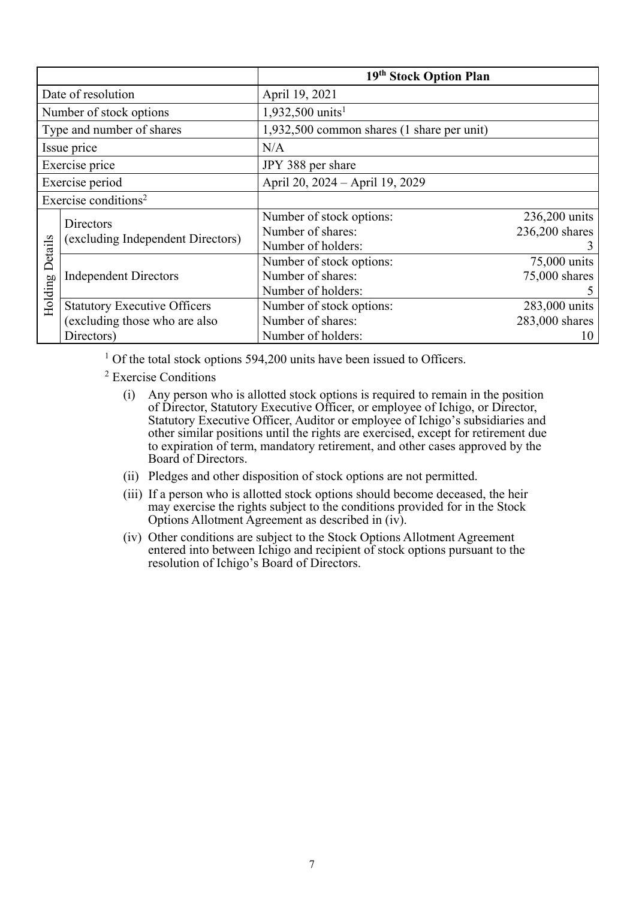| | | 19th Stock Option Plan |
|---|---|---|
| Date of resolution | | April 19, 2021 |
| Number of stock options | | 1,932,500 units[1] |
| Type and number of shares | | 1,932,500 common shares (1 share per unit) |
| Issue price | | N/A |
| Exercise price | | JPY 388 per share |
| Exercise period | | April 20, 2024 – April 19, 2029 |
| Exercise conditions[2] | | |
| Holding Details | Directors (excluding Independent Directors) | Number of stock options: 236,200 units<br>Number of shares: 236,200 shares<br>Number of holders: 3 |
| | Independent Directors | Number of stock options: 75,000 units<br>Number of shares: 75,000 shares<br>Number of holders: 5 |
| | Statutory Executive Officers (excluding those who are also Directors) | Number of stock options: 283,000 units<br>Number of shares: 283,000 shares<br>Number of holders: 10 |

[1] Of the total stock options 594,200 units have been issued to Officers.

[2] Exercise Conditions

(i) Any person who is allotted stock options is required to remain in the position of Director, Statutory Executive Officer, or employee of Ichigo, or Director, Statutory Executive Officer, Auditor or employee of Ichigo's subsidiaries and other similar positions until the rights are exercised, except for retirement due to expiration of term, mandatory retirement, and other cases approved by the Board of Directors.

(ii) Pledges and other disposition of stock options are not permitted.

(iii) If a person who is allotted stock options should become deceased, the heir may exercise the rights subject to the conditions provided for in the Stock Options Allotment Agreement as described in (iv).

(iv) Other conditions are subject to the Stock Options Allotment Agreement entered into between Ichigo and recipient of stock options pursuant to the resolution of Ichigo's Board of Directors.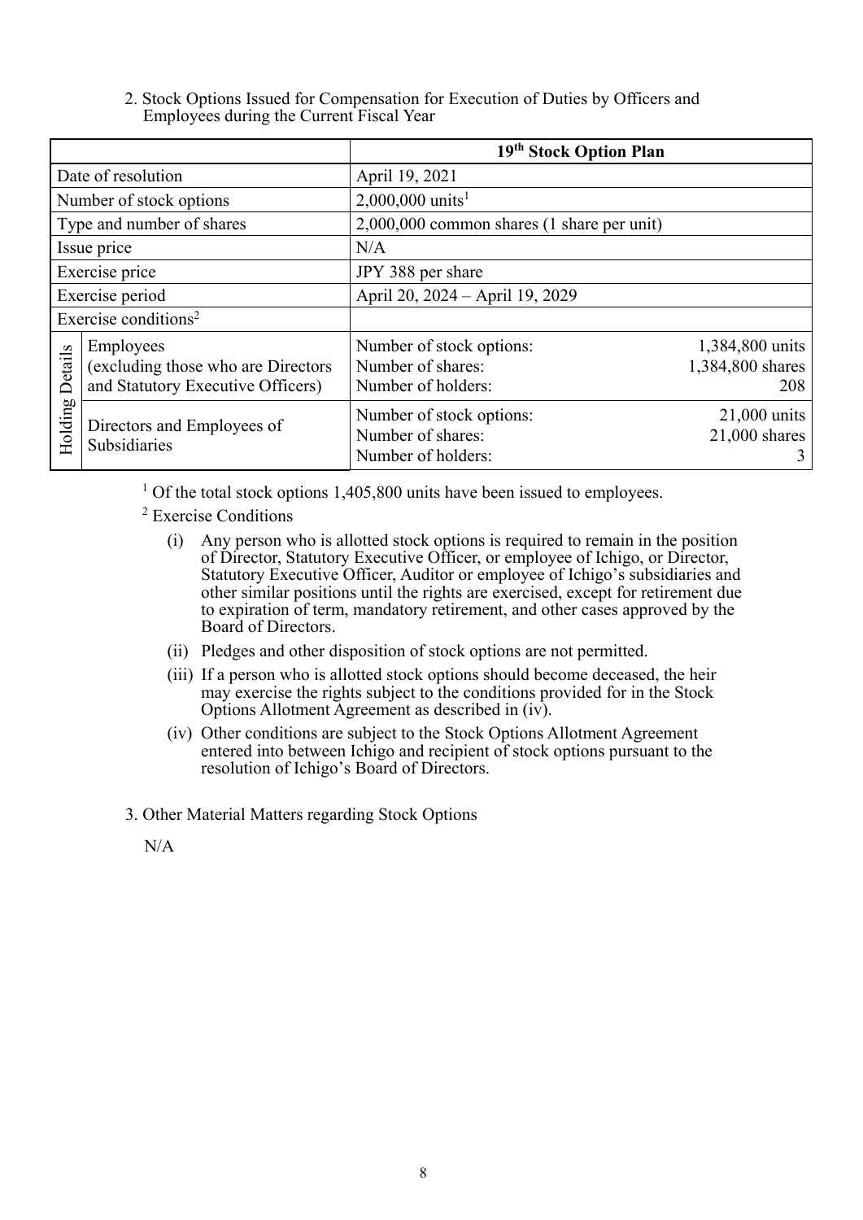2. Stock Options Issued for Compensation for Execution of Duties by Officers and Employees during the Current Fiscal Year

| | | 19th Stock Option Plan | |
|---|---|---|---|
| Date of resolution | | April 19, 2021 | |
| Number of stock options | | 2,000,000 units[1] | |
| Type and number of shares | | 2,000,000 common shares (1 share per unit) | |
| Issue price | | N/A | |
| Exercise price | | JPY 388 per share | |
| Exercise period | | April 20, 2024 – April 19, 2029 | |
| Exercise conditions[2] | | | |
| Holding Details | Employees (excluding those who are Directors and Statutory Executive Officers) | Number of stock options:<br>Number of shares:<br>Number of holders: | 1,384,800 units<br>1,384,800 shares<br>208 |
| | Directors and Employees of Subsidiaries | Number of stock options:<br>Number of shares:<br>Number of holders: | 21,000 units<br>21,000 shares<br>3 |

[1] Of the total stock options 1,405,800 units have been issued to employees.

[2] Exercise Conditions

(i) Any person who is allotted stock options is required to remain in the position of Director, Statutory Executive Officer, or employee of Ichigo, or Director, Statutory Executive Officer, Auditor or employee of Ichigo's subsidiaries and other similar positions until the rights are exercised, except for retirement due to expiration of term, mandatory retirement, and other cases approved by the Board of Directors.

(ii) Pledges and other disposition of stock options are not permitted.

(iii) If a person who is allotted stock options should become deceased, the heir may exercise the rights subject to the conditions provided for in the Stock Options Allotment Agreement as described in (iv).

(iv) Other conditions are subject to the Stock Options Allotment Agreement entered into between Ichigo and recipient of stock options pursuant to the resolution of Ichigo's Board of Directors.

3. Other Material Matters regarding Stock Options

N/A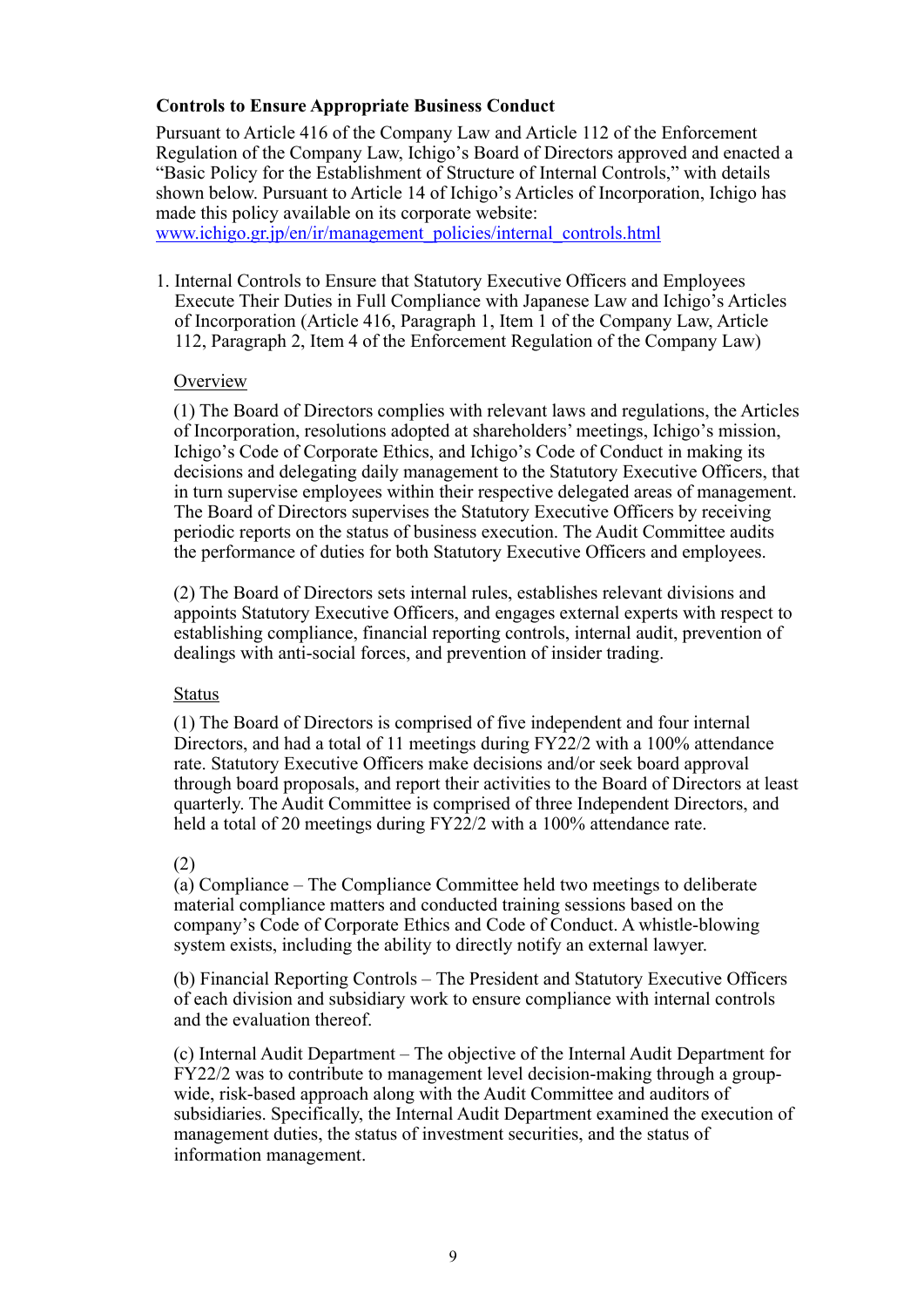**Controls to Ensure Appropriate Business Conduct**

Pursuant to Article 416 of the Company Law and Article 112 of the Enforcement Regulation of the Company Law, Ichigo's Board of Directors approved and enacted a "Basic Policy for the Establishment of Structure of Internal Controls," with details shown below. Pursuant to Article 14 of Ichigo's Articles of Incorporation, Ichigo has made this policy available on its corporate website: www.ichigo.gr.jp/en/ir/management_policies/internal_controls.html

1. Internal Controls to Ensure that Statutory Executive Officers and Employees Execute Their Duties in Full Compliance with Japanese Law and Ichigo's Articles of Incorporation (Article 416, Paragraph 1, Item 1 of the Company Law, Article 112, Paragraph 2, Item 4 of the Enforcement Regulation of the Company Law)

Overview

(1) The Board of Directors complies with relevant laws and regulations, the Articles of Incorporation, resolutions adopted at shareholders' meetings, Ichigo's mission, Ichigo's Code of Corporate Ethics, and Ichigo's Code of Conduct in making its decisions and delegating daily management to the Statutory Executive Officers, that in turn supervise employees within their respective delegated areas of management. The Board of Directors supervises the Statutory Executive Officers by receiving periodic reports on the status of business execution. The Audit Committee audits the performance of duties for both Statutory Executive Officers and employees.

(2) The Board of Directors sets internal rules, establishes relevant divisions and appoints Statutory Executive Officers, and engages external experts with respect to establishing compliance, financial reporting controls, internal audit, prevention of dealings with anti-social forces, and prevention of insider trading.

Status

(1) The Board of Directors is comprised of five independent and four internal Directors, and had a total of 11 meetings during FY22/2 with a 100% attendance rate. Statutory Executive Officers make decisions and/or seek board approval through board proposals, and report their activities to the Board of Directors at least quarterly. The Audit Committee is comprised of three Independent Directors, and held a total of 20 meetings during FY22/2 with a 100% attendance rate.

(2)

(a) Compliance – The Compliance Committee held two meetings to deliberate material compliance matters and conducted training sessions based on the company's Code of Corporate Ethics and Code of Conduct. A whistle-blowing system exists, including the ability to directly notify an external lawyer.

(b) Financial Reporting Controls – The President and Statutory Executive Officers of each division and subsidiary work to ensure compliance with internal controls and the evaluation thereof.

(c) Internal Audit Department – The objective of the Internal Audit Department for FY22/2 was to contribute to management level decision-making through a group-wide, risk-based approach along with the Audit Committee and auditors of subsidiaries. Specifically, the Internal Audit Department examined the execution of management duties, the status of investment securities, and the status of information management.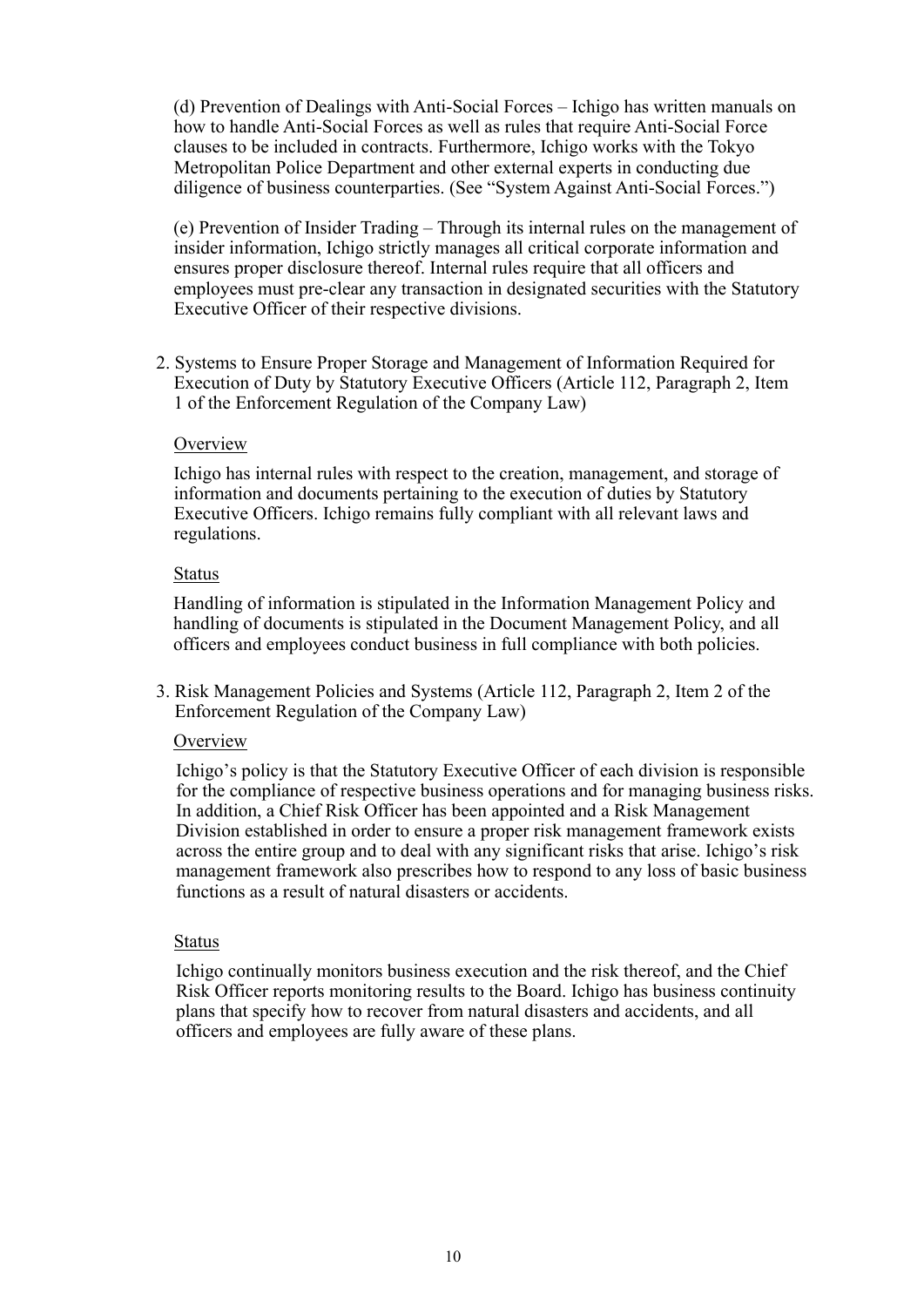(d) Prevention of Dealings with Anti-Social Forces – Ichigo has written manuals on how to handle Anti-Social Forces as well as rules that require Anti-Social Force clauses to be included in contracts. Furthermore, Ichigo works with the Tokyo Metropolitan Police Department and other external experts in conducting due diligence of business counterparties. (See "System Against Anti-Social Forces.")

(e) Prevention of Insider Trading – Through its internal rules on the management of insider information, Ichigo strictly manages all critical corporate information and ensures proper disclosure thereof. Internal rules require that all officers and employees must pre-clear any transaction in designated securities with the Statutory Executive Officer of their respective divisions.

2. Systems to Ensure Proper Storage and Management of Information Required for Execution of Duty by Statutory Executive Officers (Article 112, Paragraph 2, Item 1 of the Enforcement Regulation of the Company Law)

Overview

Ichigo has internal rules with respect to the creation, management, and storage of information and documents pertaining to the execution of duties by Statutory Executive Officers. Ichigo remains fully compliant with all relevant laws and regulations.

Status

Handling of information is stipulated in the Information Management Policy and handling of documents is stipulated in the Document Management Policy, and all officers and employees conduct business in full compliance with both policies.

3. Risk Management Policies and Systems (Article 112, Paragraph 2, Item 2 of the Enforcement Regulation of the Company Law)

Overview

Ichigo's policy is that the Statutory Executive Officer of each division is responsible for the compliance of respective business operations and for managing business risks. In addition, a Chief Risk Officer has been appointed and a Risk Management Division established in order to ensure a proper risk management framework exists across the entire group and to deal with any significant risks that arise. Ichigo's risk management framework also prescribes how to respond to any loss of basic business functions as a result of natural disasters or accidents.

Status

Ichigo continually monitors business execution and the risk thereof, and the Chief Risk Officer reports monitoring results to the Board. Ichigo has business continuity plans that specify how to recover from natural disasters and accidents, and all officers and employees are fully aware of these plans.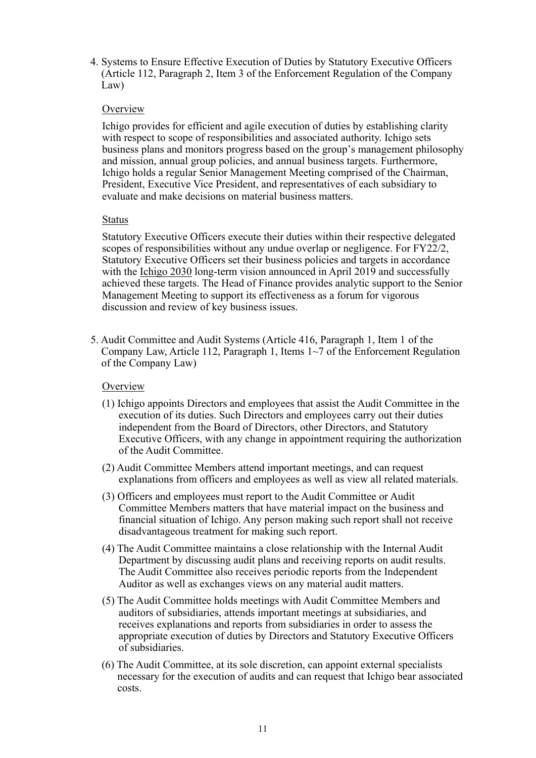4. Systems to Ensure Effective Execution of Duties by Statutory Executive Officers (Article 112, Paragraph 2, Item 3 of the Enforcement Regulation of the Company Law)

Overview

Ichigo provides for efficient and agile execution of duties by establishing clarity with respect to scope of responsibilities and associated authority. Ichigo sets business plans and monitors progress based on the group's management philosophy and mission, annual group policies, and annual business targets. Furthermore, Ichigo holds a regular Senior Management Meeting comprised of the Chairman, President, Executive Vice President, and representatives of each subsidiary to evaluate and make decisions on material business matters.

Status

Statutory Executive Officers execute their duties within their respective delegated scopes of responsibilities without any undue overlap or negligence. For FY22/2, Statutory Executive Officers set their business policies and targets in accordance with the Ichigo 2030 long-term vision announced in April 2019 and successfully achieved these targets. The Head of Finance provides analytic support to the Senior Management Meeting to support its effectiveness as a forum for vigorous discussion and review of key business issues.

5. Audit Committee and Audit Systems (Article 416, Paragraph 1, Item 1 of the Company Law, Article 112, Paragraph 1, Items 1~7 of the Enforcement Regulation of the Company Law)

Overview

(1) Ichigo appoints Directors and employees that assist the Audit Committee in the execution of its duties. Such Directors and employees carry out their duties independent from the Board of Directors, other Directors, and Statutory Executive Officers, with any change in appointment requiring the authorization of the Audit Committee.

(2) Audit Committee Members attend important meetings, and can request explanations from officers and employees as well as view all related materials.

(3) Officers and employees must report to the Audit Committee or Audit Committee Members matters that have material impact on the business and financial situation of Ichigo. Any person making such report shall not receive disadvantageous treatment for making such report.

(4) The Audit Committee maintains a close relationship with the Internal Audit Department by discussing audit plans and receiving reports on audit results. The Audit Committee also receives periodic reports from the Independent Auditor as well as exchanges views on any material audit matters.

(5) The Audit Committee holds meetings with Audit Committee Members and auditors of subsidiaries, attends important meetings at subsidiaries, and receives explanations and reports from subsidiaries in order to assess the appropriate execution of duties by Directors and Statutory Executive Officers of subsidiaries.

(6) The Audit Committee, at its sole discretion, can appoint external specialists necessary for the execution of audits and can request that Ichigo bear associated costs.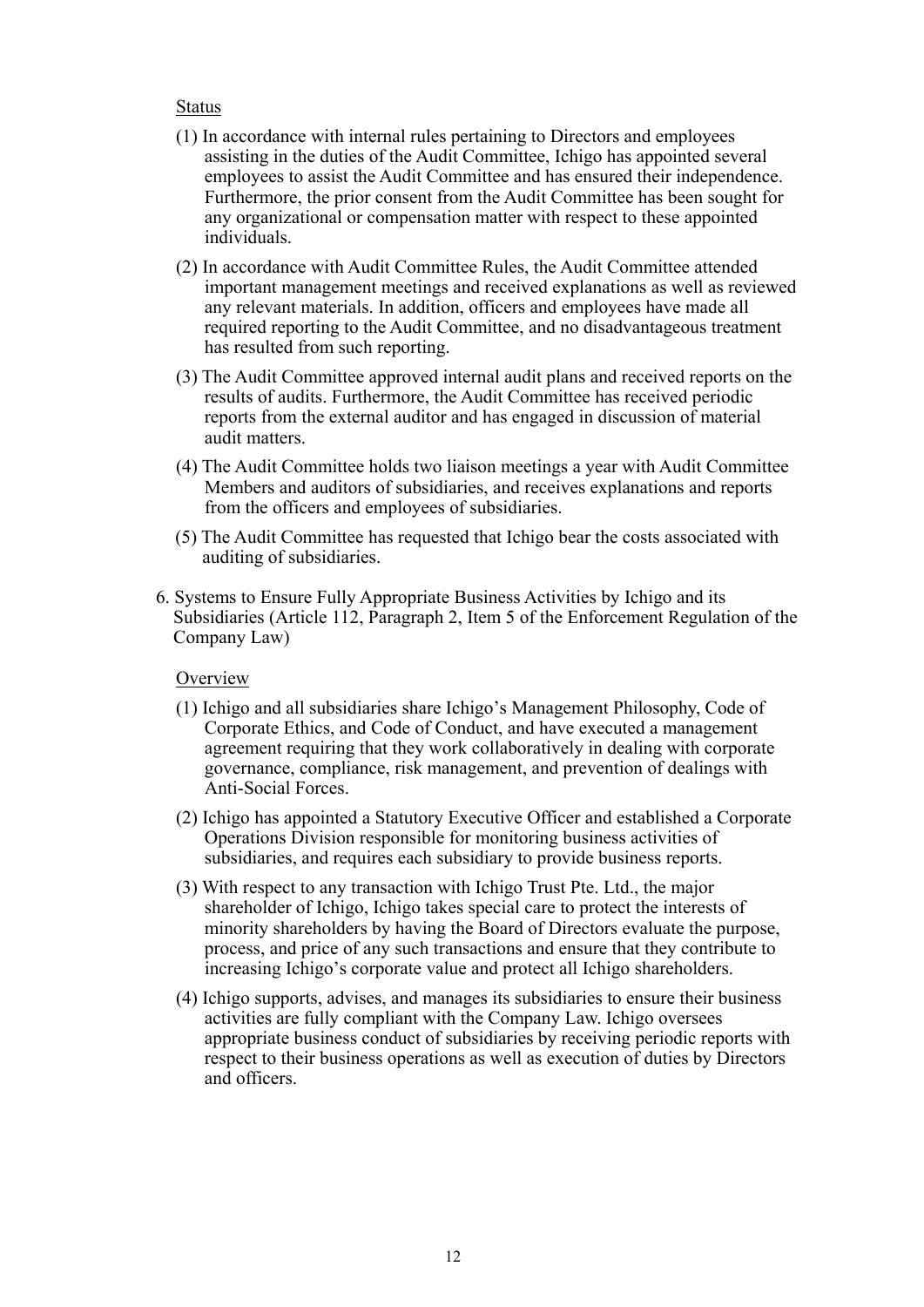Status

(1) In accordance with internal rules pertaining to Directors and employees assisting in the duties of the Audit Committee, Ichigo has appointed several employees to assist the Audit Committee and has ensured their independence. Furthermore, the prior consent from the Audit Committee has been sought for any organizational or compensation matter with respect to these appointed individuals.

(2) In accordance with Audit Committee Rules, the Audit Committee attended important management meetings and received explanations as well as reviewed any relevant materials. In addition, officers and employees have made all required reporting to the Audit Committee, and no disadvantageous treatment has resulted from such reporting.

(3) The Audit Committee approved internal audit plans and received reports on the results of audits. Furthermore, the Audit Committee has received periodic reports from the external auditor and has engaged in discussion of material audit matters.

(4) The Audit Committee holds two liaison meetings a year with Audit Committee Members and auditors of subsidiaries, and receives explanations and reports from the officers and employees of subsidiaries.

(5) The Audit Committee has requested that Ichigo bear the costs associated with auditing of subsidiaries.

6. Systems to Ensure Fully Appropriate Business Activities by Ichigo and its Subsidiaries (Article 112, Paragraph 2, Item 5 of the Enforcement Regulation of the Company Law)

Overview

(1) Ichigo and all subsidiaries share Ichigo's Management Philosophy, Code of Corporate Ethics, and Code of Conduct, and have executed a management agreement requiring that they work collaboratively in dealing with corporate governance, compliance, risk management, and prevention of dealings with Anti-Social Forces.

(2) Ichigo has appointed a Statutory Executive Officer and established a Corporate Operations Division responsible for monitoring business activities of subsidiaries, and requires each subsidiary to provide business reports.

(3) With respect to any transaction with Ichigo Trust Pte. Ltd., the major shareholder of Ichigo, Ichigo takes special care to protect the interests of minority shareholders by having the Board of Directors evaluate the purpose, process, and price of any such transactions and ensure that they contribute to increasing Ichigo's corporate value and protect all Ichigo shareholders.

(4) Ichigo supports, advises, and manages its subsidiaries to ensure their business activities are fully compliant with the Company Law. Ichigo oversees appropriate business conduct of subsidiaries by receiving periodic reports with respect to their business operations as well as execution of duties by Directors and officers.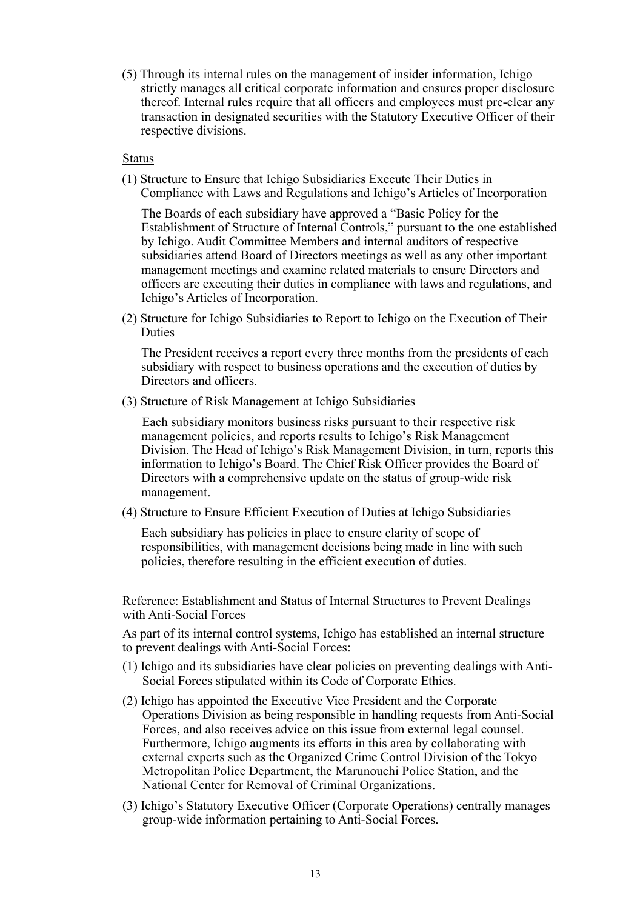(5) Through its internal rules on the management of insider information, Ichigo strictly manages all critical corporate information and ensures proper disclosure thereof. Internal rules require that all officers and employees must pre-clear any transaction in designated securities with the Statutory Executive Officer of their respective divisions.

Status

(1) Structure to Ensure that Ichigo Subsidiaries Execute Their Duties in Compliance with Laws and Regulations and Ichigo's Articles of Incorporation

The Boards of each subsidiary have approved a "Basic Policy for the Establishment of Structure of Internal Controls," pursuant to the one established by Ichigo. Audit Committee Members and internal auditors of respective subsidiaries attend Board of Directors meetings as well as any other important management meetings and examine related materials to ensure Directors and officers are executing their duties in compliance with laws and regulations, and Ichigo's Articles of Incorporation.

(2) Structure for Ichigo Subsidiaries to Report to Ichigo on the Execution of Their Duties

The President receives a report every three months from the presidents of each subsidiary with respect to business operations and the execution of duties by Directors and officers.

(3) Structure of Risk Management at Ichigo Subsidiaries

Each subsidiary monitors business risks pursuant to their respective risk management policies, and reports results to Ichigo's Risk Management Division. The Head of Ichigo's Risk Management Division, in turn, reports this information to Ichigo's Board. The Chief Risk Officer provides the Board of Directors with a comprehensive update on the status of group-wide risk management.

(4) Structure to Ensure Efficient Execution of Duties at Ichigo Subsidiaries

Each subsidiary has policies in place to ensure clarity of scope of responsibilities, with management decisions being made in line with such policies, therefore resulting in the efficient execution of duties.

Reference: Establishment and Status of Internal Structures to Prevent Dealings with Anti-Social Forces

As part of its internal control systems, Ichigo has established an internal structure to prevent dealings with Anti-Social Forces:

(1) Ichigo and its subsidiaries have clear policies on preventing dealings with Anti-Social Forces stipulated within its Code of Corporate Ethics.

(2) Ichigo has appointed the Executive Vice President and the Corporate Operations Division as being responsible in handling requests from Anti-Social Forces, and also receives advice on this issue from external legal counsel. Furthermore, Ichigo augments its efforts in this area by collaborating with external experts such as the Organized Crime Control Division of the Tokyo Metropolitan Police Department, the Marunouchi Police Station, and the National Center for Removal of Criminal Organizations.

(3) Ichigo's Statutory Executive Officer (Corporate Operations) centrally manages group-wide information pertaining to Anti-Social Forces.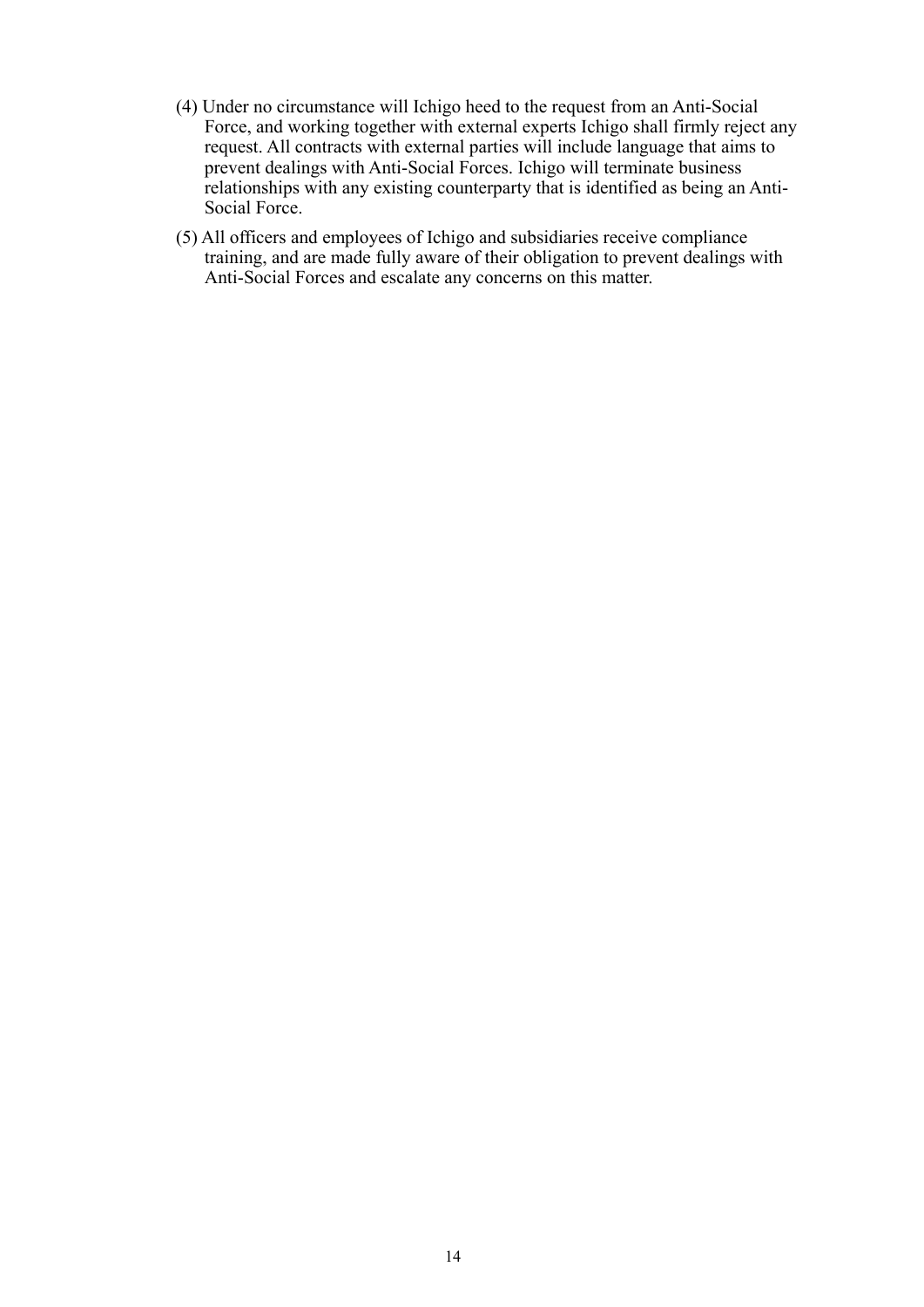(4) Under no circumstance will Ichigo heed to the request from an Anti-Social Force, and working together with external experts Ichigo shall firmly reject any request. All contracts with external parties will include language that aims to prevent dealings with Anti-Social Forces. Ichigo will terminate business relationships with any existing counterparty that is identified as being an Anti-Social Force.

(5) All officers and employees of Ichigo and subsidiaries receive compliance training, and are made fully aware of their obligation to prevent dealings with Anti-Social Forces and escalate any concerns on this matter.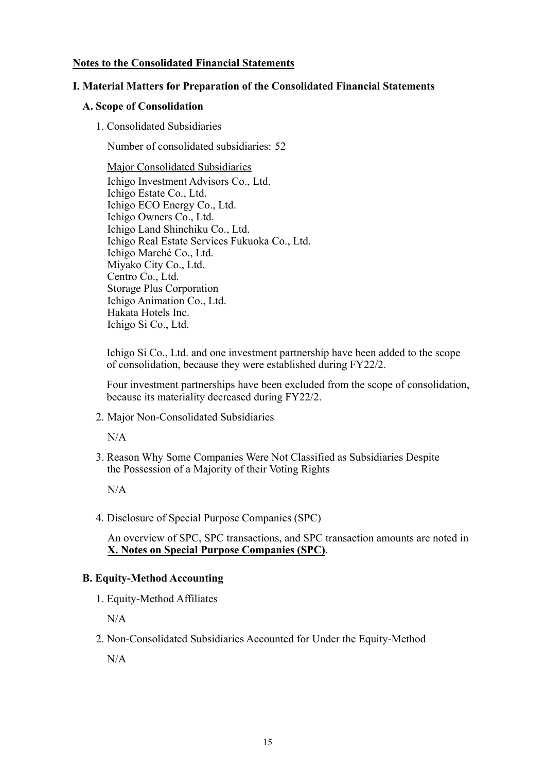## Notes to the Consolidated Financial Statements

### I. Material Matters for Preparation of the Consolidated Financial Statements

#### A. Scope of Consolidation

1. Consolidated Subsidiaries

   Number of consolidated subsidiaries: 52

   Major Consolidated Subsidiaries
   Ichigo Investment Advisors Co., Ltd.
   Ichigo Estate Co., Ltd.
   Ichigo ECO Energy Co., Ltd.
   Ichigo Owners Co., Ltd.
   Ichigo Land Shinchiku Co., Ltd.
   Ichigo Real Estate Services Fukuoka Co., Ltd.
   Ichigo Marché Co., Ltd.
   Miyako City Co., Ltd.
   Centro Co., Ltd.
   Storage Plus Corporation
   Ichigo Animation Co., Ltd.
   Hakata Hotels Inc.
   Ichigo Si Co., Ltd.

   Ichigo Si Co., Ltd. and one investment partnership have been added to the scope of consolidation, because they were established during FY22/2.

   Four investment partnerships have been excluded from the scope of consolidation, because its materiality decreased during FY22/2.

2. Major Non-Consolidated Subsidiaries

   N/A

3. Reason Why Some Companies Were Not Classified as Subsidiaries Despite the Possession of a Majority of their Voting Rights

   N/A

4. Disclosure of Special Purpose Companies (SPC)

   An overview of SPC, SPC transactions, and SPC transaction amounts are noted in **X. Notes on Special Purpose Companies (SPC)**.

#### B. Equity-Method Accounting

1. Equity-Method Affiliates

   N/A

2. Non-Consolidated Subsidiaries Accounted for Under the Equity-Method

   N/A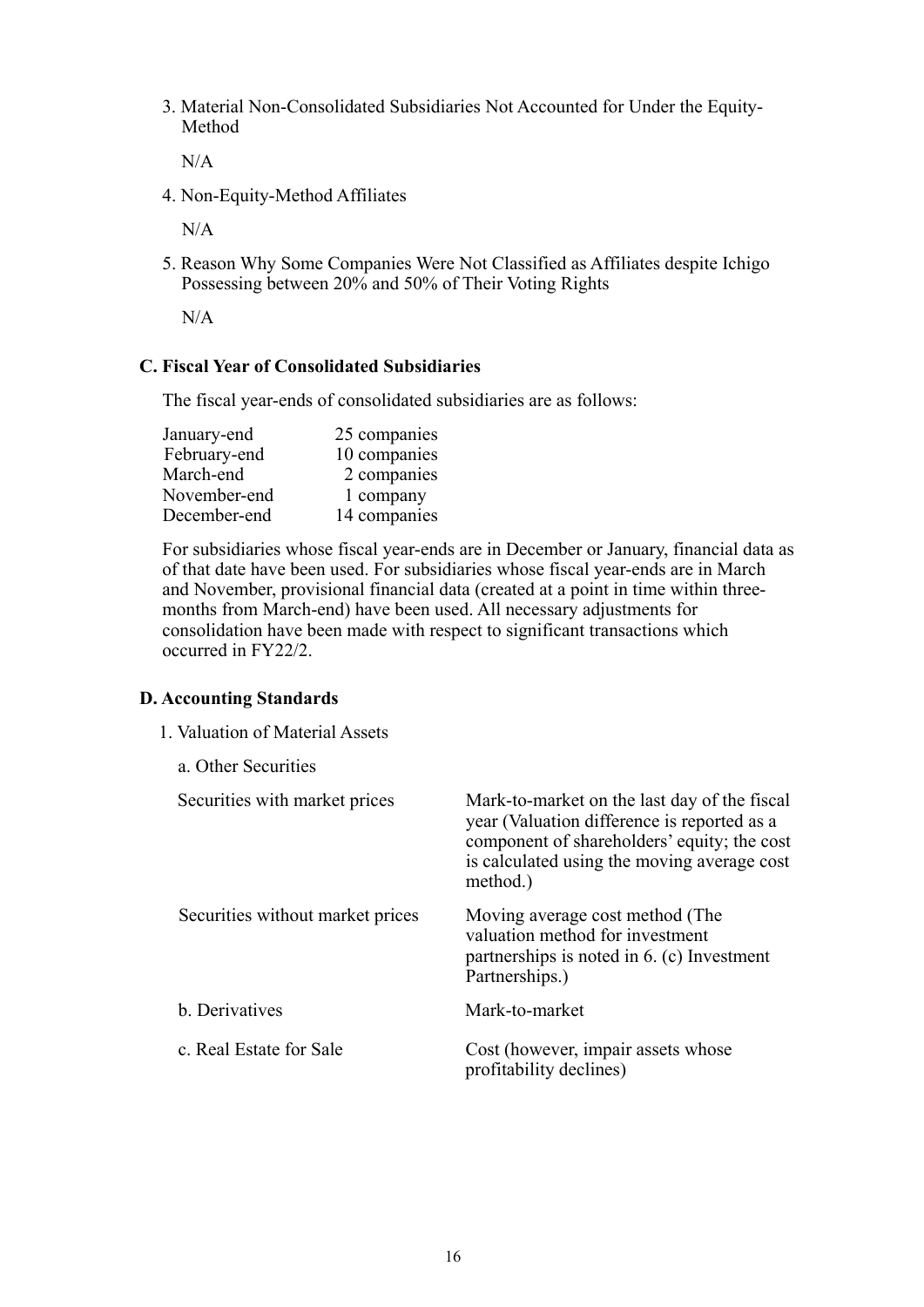3. Material Non-Consolidated Subsidiaries Not Accounted for Under the Equity-Method

   N/A

4. Non-Equity-Method Affiliates

   N/A

5. Reason Why Some Companies Were Not Classified as Affiliates despite Ichigo Possessing between 20% and 50% of Their Voting Rights

   N/A

### C. Fiscal Year of Consolidated Subsidiaries

The fiscal year-ends of consolidated subsidiaries are as follows:

| | |
|---|---|
| January-end | 25 companies |
| February-end | 10 companies |
| March-end | 2 companies |
| November-end | 1 company |
| December-end | 14 companies |

For subsidiaries whose fiscal year-ends are in December or January, financial data as of that date have been used. For subsidiaries whose fiscal year-ends are in March and November, provisional financial data (created at a point in time within three-months from March-end) have been used. All necessary adjustments for consolidation have been made with respect to significant transactions which occurred in FY22/2.

### D. Accounting Standards

1. Valuation of Material Assets

   a. Other Securities

| | |
|---|---|
| Securities with market prices | Mark-to-market on the last day of the fiscal year (Valuation difference is reported as a component of shareholders' equity; the cost is calculated using the moving average cost method.) |
| Securities without market prices | Moving average cost method (The valuation method for investment partnerships is noted in 6. (c) Investment Partnerships.) |
| b. Derivatives | Mark-to-market |
| c. Real Estate for Sale | Cost (however, impair assets whose profitability declines) |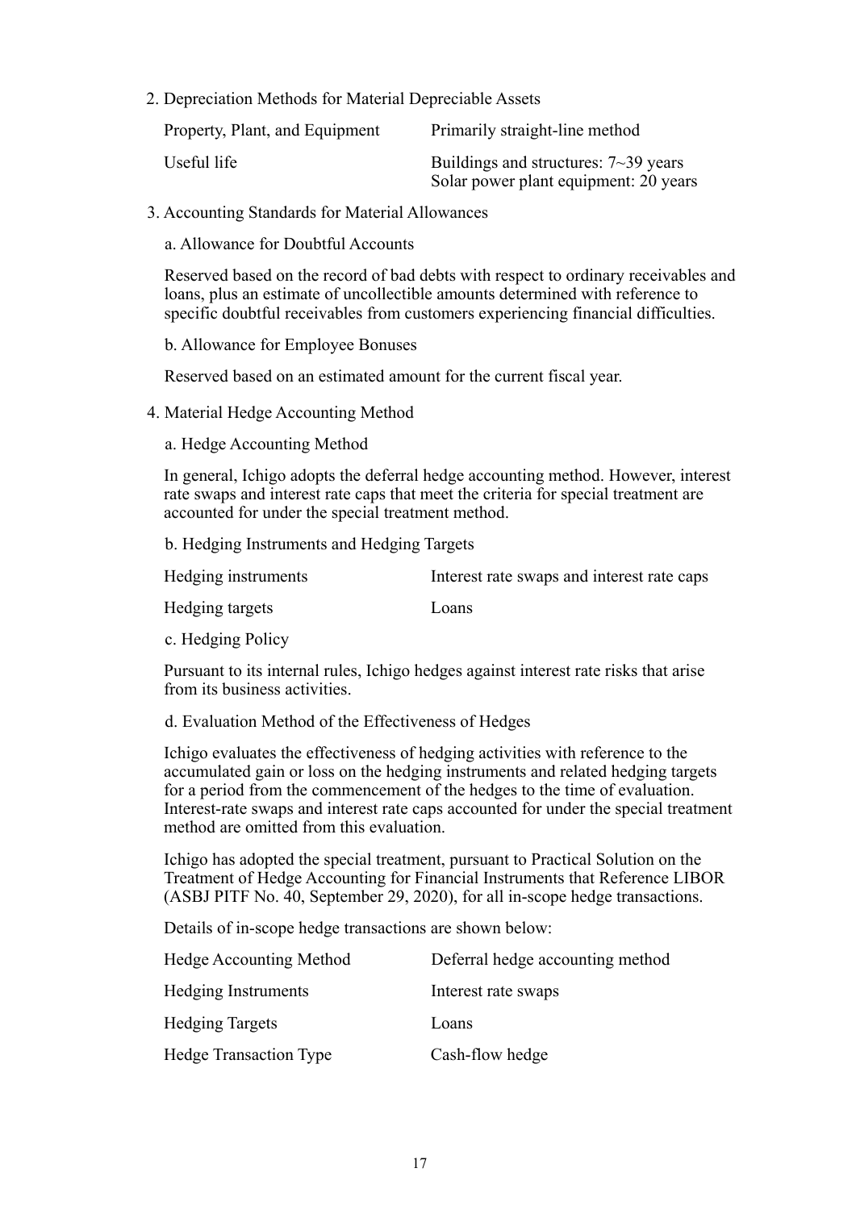2. Depreciation Methods for Material Depreciable Assets

| | |
|---|---|
| Property, Plant, and Equipment | Primarily straight-line method |
| Useful life | Buildings and structures: 7~39 years<br>Solar power plant equipment: 20 years |

3. Accounting Standards for Material Allowances

a. Allowance for Doubtful Accounts

Reserved based on the record of bad debts with respect to ordinary receivables and loans, plus an estimate of uncollectible amounts determined with reference to specific doubtful receivables from customers experiencing financial difficulties.

b. Allowance for Employee Bonuses

Reserved based on an estimated amount for the current fiscal year.

4. Material Hedge Accounting Method

a. Hedge Accounting Method

In general, Ichigo adopts the deferral hedge accounting method. However, interest rate swaps and interest rate caps that meet the criteria for special treatment are accounted for under the special treatment method.

b. Hedging Instruments and Hedging Targets

| | |
|---|---|
| Hedging instruments | Interest rate swaps and interest rate caps |
| Hedging targets | Loans |

c. Hedging Policy

Pursuant to its internal rules, Ichigo hedges against interest rate risks that arise from its business activities.

d. Evaluation Method of the Effectiveness of Hedges

Ichigo evaluates the effectiveness of hedging activities with reference to the accumulated gain or loss on the hedging instruments and related hedging targets for a period from the commencement of the hedges to the time of evaluation. Interest-rate swaps and interest rate caps accounted for under the special treatment method are omitted from this evaluation.

Ichigo has adopted the special treatment, pursuant to Practical Solution on the Treatment of Hedge Accounting for Financial Instruments that Reference LIBOR (ASBJ PITF No. 40, September 29, 2020), for all in-scope hedge transactions.

Details of in-scope hedge transactions are shown below:

| | |
|---|---|
| Hedge Accounting Method | Deferral hedge accounting method |
| Hedging Instruments | Interest rate swaps |
| Hedging Targets | Loans |
| Hedge Transaction Type | Cash-flow hedge |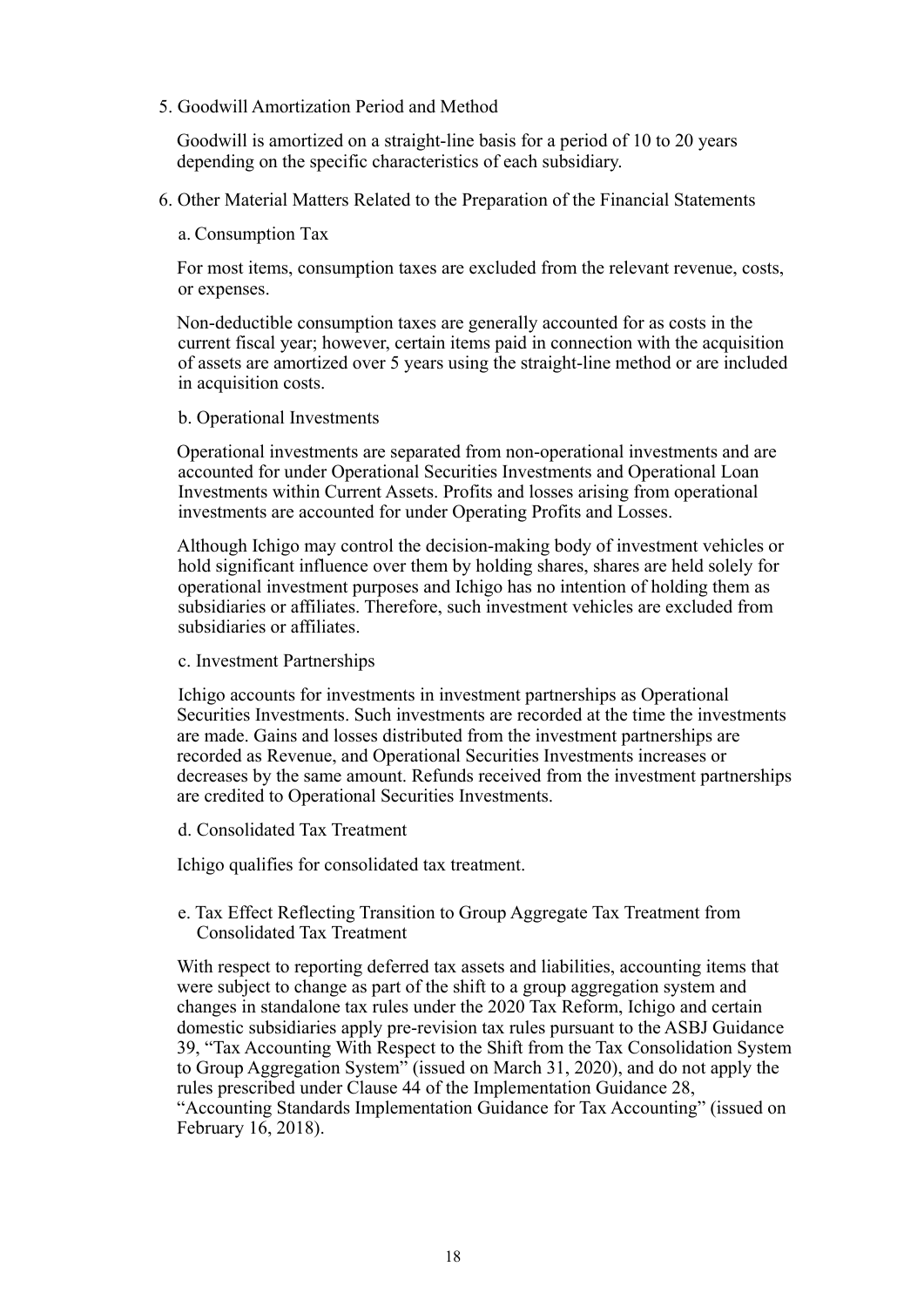5. Goodwill Amortization Period and Method

Goodwill is amortized on a straight-line basis for a period of 10 to 20 years depending on the specific characteristics of each subsidiary.

6. Other Material Matters Related to the Preparation of the Financial Statements

a. Consumption Tax

For most items, consumption taxes are excluded from the relevant revenue, costs, or expenses.

Non-deductible consumption taxes are generally accounted for as costs in the current fiscal year; however, certain items paid in connection with the acquisition of assets are amortized over 5 years using the straight-line method or are included in acquisition costs.

b. Operational Investments

Operational investments are separated from non-operational investments and are accounted for under Operational Securities Investments and Operational Loan Investments within Current Assets. Profits and losses arising from operational investments are accounted for under Operating Profits and Losses.

Although Ichigo may control the decision-making body of investment vehicles or hold significant influence over them by holding shares, shares are held solely for operational investment purposes and Ichigo has no intention of holding them as subsidiaries or affiliates. Therefore, such investment vehicles are excluded from subsidiaries or affiliates.

c. Investment Partnerships

Ichigo accounts for investments in investment partnerships as Operational Securities Investments. Such investments are recorded at the time the investments are made. Gains and losses distributed from the investment partnerships are recorded as Revenue, and Operational Securities Investments increases or decreases by the same amount. Refunds received from the investment partnerships are credited to Operational Securities Investments.

d. Consolidated Tax Treatment

Ichigo qualifies for consolidated tax treatment.

e. Tax Effect Reflecting Transition to Group Aggregate Tax Treatment from Consolidated Tax Treatment

With respect to reporting deferred tax assets and liabilities, accounting items that were subject to change as part of the shift to a group aggregation system and changes in standalone tax rules under the 2020 Tax Reform, Ichigo and certain domestic subsidiaries apply pre-revision tax rules pursuant to the ASBJ Guidance 39, "Tax Accounting With Respect to the Shift from the Tax Consolidation System to Group Aggregation System" (issued on March 31, 2020), and do not apply the rules prescribed under Clause 44 of the Implementation Guidance 28, "Accounting Standards Implementation Guidance for Tax Accounting" (issued on February 16, 2018).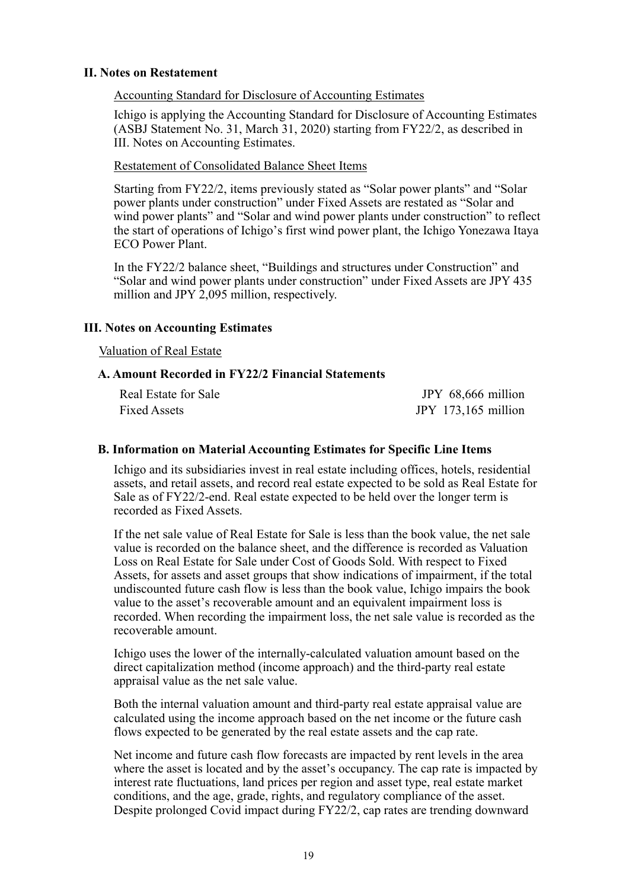## II. Notes on Restatement

Accounting Standard for Disclosure of Accounting Estimates

Ichigo is applying the Accounting Standard for Disclosure of Accounting Estimates (ASBJ Statement No. 31, March 31, 2020) starting from FY22/2, as described in III. Notes on Accounting Estimates.

Restatement of Consolidated Balance Sheet Items

Starting from FY22/2, items previously stated as "Solar power plants" and "Solar power plants under construction" under Fixed Assets are restated as "Solar and wind power plants" and "Solar and wind power plants under construction" to reflect the start of operations of Ichigo's first wind power plant, the Ichigo Yonezawa Itaya ECO Power Plant.

In the FY22/2 balance sheet, "Buildings and structures under Construction" and "Solar and wind power plants under construction" under Fixed Assets are JPY 435 million and JPY 2,095 million, respectively.

## III. Notes on Accounting Estimates

Valuation of Real Estate

### A. Amount Recorded in FY22/2 Financial Statements

| | |
|---|---|
| Real Estate for Sale | JPY 68,666 million |
| Fixed Assets | JPY 173,165 million |

### B. Information on Material Accounting Estimates for Specific Line Items

Ichigo and its subsidiaries invest in real estate including offices, hotels, residential assets, and retail assets, and record real estate expected to be sold as Real Estate for Sale as of FY22/2-end. Real estate expected to be held over the longer term is recorded as Fixed Assets.

If the net sale value of Real Estate for Sale is less than the book value, the net sale value is recorded on the balance sheet, and the difference is recorded as Valuation Loss on Real Estate for Sale under Cost of Goods Sold. With respect to Fixed Assets, for assets and asset groups that show indications of impairment, if the total undiscounted future cash flow is less than the book value, Ichigo impairs the book value to the asset's recoverable amount and an equivalent impairment loss is recorded. When recording the impairment loss, the net sale value is recorded as the recoverable amount.

Ichigo uses the lower of the internally-calculated valuation amount based on the direct capitalization method (income approach) and the third-party real estate appraisal value as the net sale value.

Both the internal valuation amount and third-party real estate appraisal value are calculated using the income approach based on the net income or the future cash flows expected to be generated by the real estate assets and the cap rate.

Net income and future cash flow forecasts are impacted by rent levels in the area where the asset is located and by the asset's occupancy. The cap rate is impacted by interest rate fluctuations, land prices per region and asset type, real estate market conditions, and the age, grade, rights, and regulatory compliance of the asset. Despite prolonged Covid impact during FY22/2, cap rates are trending downward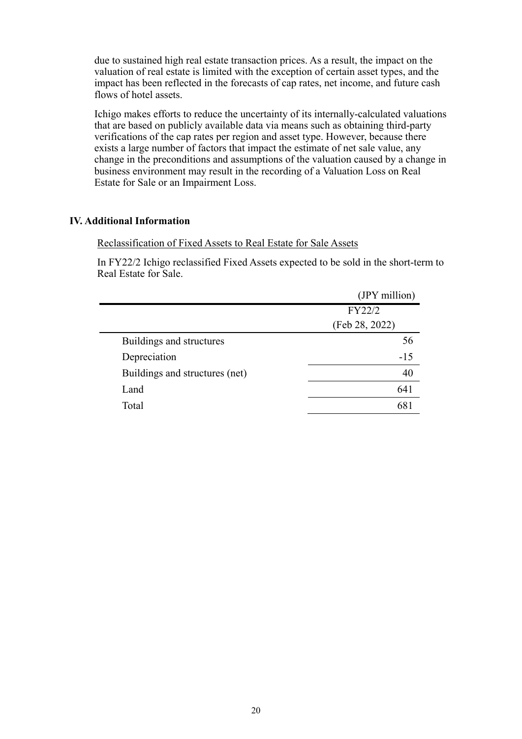due to sustained high real estate transaction prices. As a result, the impact on the valuation of real estate is limited with the exception of certain asset types, and the impact has been reflected in the forecasts of cap rates, net income, and future cash flows of hotel assets.

Ichigo makes efforts to reduce the uncertainty of its internally-calculated valuations that are based on publicly available data via means such as obtaining third-party verifications of the cap rates per region and asset type. However, because there exists a large number of factors that impact the estimate of net sale value, any change in the preconditions and assumptions of the valuation caused by a change in business environment may result in the recording of a Valuation Loss on Real Estate for Sale or an Impairment Loss.

## IV. Additional Information

Reclassification of Fixed Assets to Real Estate for Sale Assets

In FY22/2 Ichigo reclassified Fixed Assets expected to be sold in the short-term to Real Estate for Sale.

(JPY million)

| | FY22/2 (Feb 28, 2022) |
|---|---|
| Buildings and structures | 56 |
| Depreciation | -15 |
| Buildings and structures (net) | 40 |
| Land | 641 |
| Total | 681 |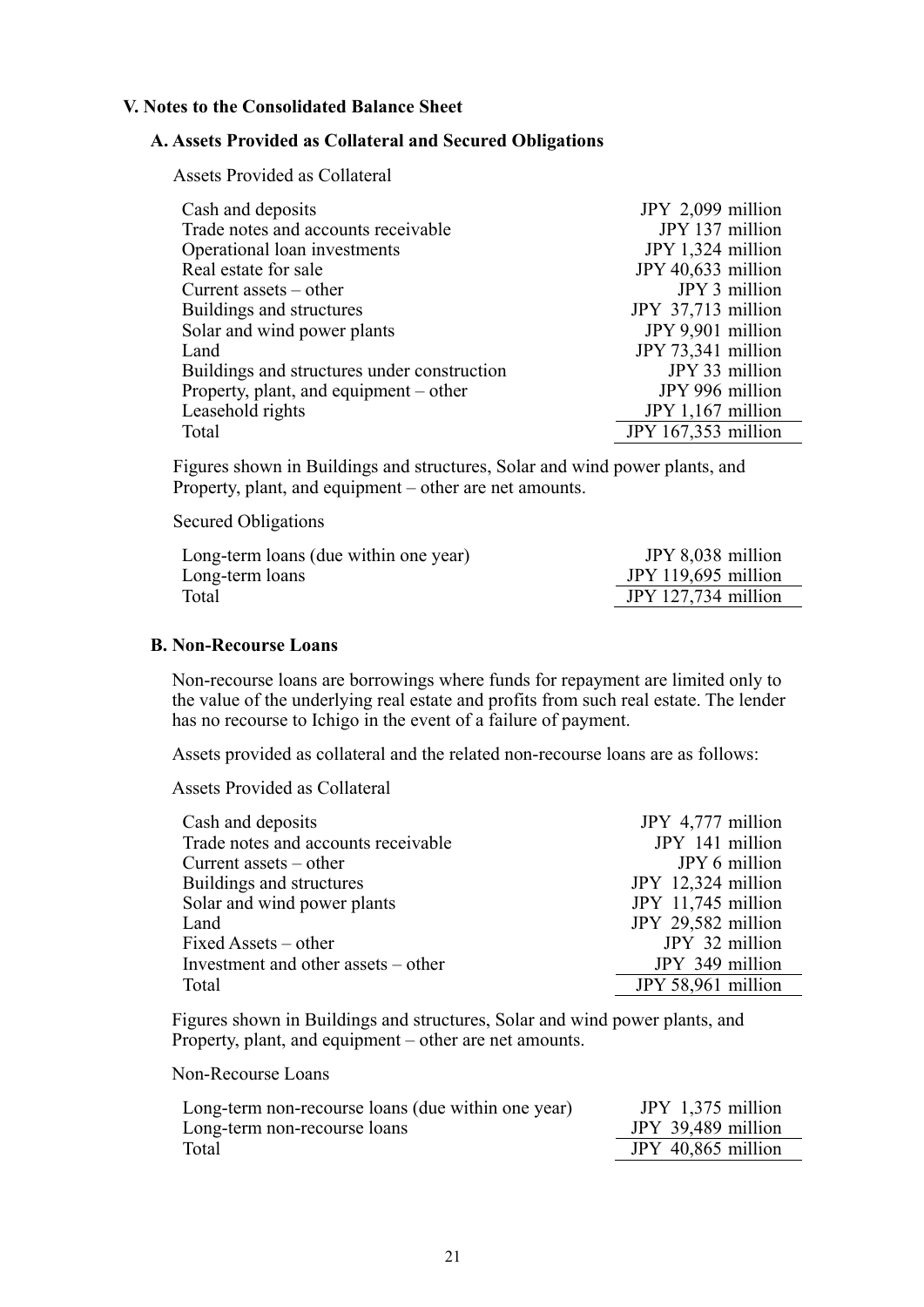## V. Notes to the Consolidated Balance Sheet

### A. Assets Provided as Collateral and Secured Obligations

Assets Provided as Collateral

| | |
|---|---|
| Cash and deposits | JPY 2,099 million |
| Trade notes and accounts receivable | JPY 137 million |
| Operational loan investments | JPY 1,324 million |
| Real estate for sale | JPY 40,633 million |
| Current assets – other | JPY 3 million |
| Buildings and structures | JPY 37,713 million |
| Solar and wind power plants | JPY 9,901 million |
| Land | JPY 73,341 million |
| Buildings and structures under construction | JPY 33 million |
| Property, plant, and equipment – other | JPY 996 million |
| Leasehold rights | JPY 1,167 million |
| Total | JPY 167,353 million |

Figures shown in Buildings and structures, Solar and wind power plants, and Property, plant, and equipment – other are net amounts.

Secured Obligations

| | |
|---|---|
| Long-term loans (due within one year) | JPY 8,038 million |
| Long-term loans | JPY 119,695 million |
| Total | JPY 127,734 million |

### B. Non-Recourse Loans

Non-recourse loans are borrowings where funds for repayment are limited only to the value of the underlying real estate and profits from such real estate. The lender has no recourse to Ichigo in the event of a failure of payment.

Assets provided as collateral and the related non-recourse loans are as follows:

Assets Provided as Collateral

| | |
|---|---|
| Cash and deposits | JPY 4,777 million |
| Trade notes and accounts receivable | JPY 141 million |
| Current assets – other | JPY 6 million |
| Buildings and structures | JPY 12,324 million |
| Solar and wind power plants | JPY 11,745 million |
| Land | JPY 29,582 million |
| Fixed Assets – other | JPY 32 million |
| Investment and other assets – other | JPY 349 million |
| Total | JPY 58,961 million |

Figures shown in Buildings and structures, Solar and wind power plants, and Property, plant, and equipment – other are net amounts.

Non-Recourse Loans

| | |
|---|---|
| Long-term non-recourse loans (due within one year) | JPY 1,375 million |
| Long-term non-recourse loans | JPY 39,489 million |
| Total | JPY 40,865 million |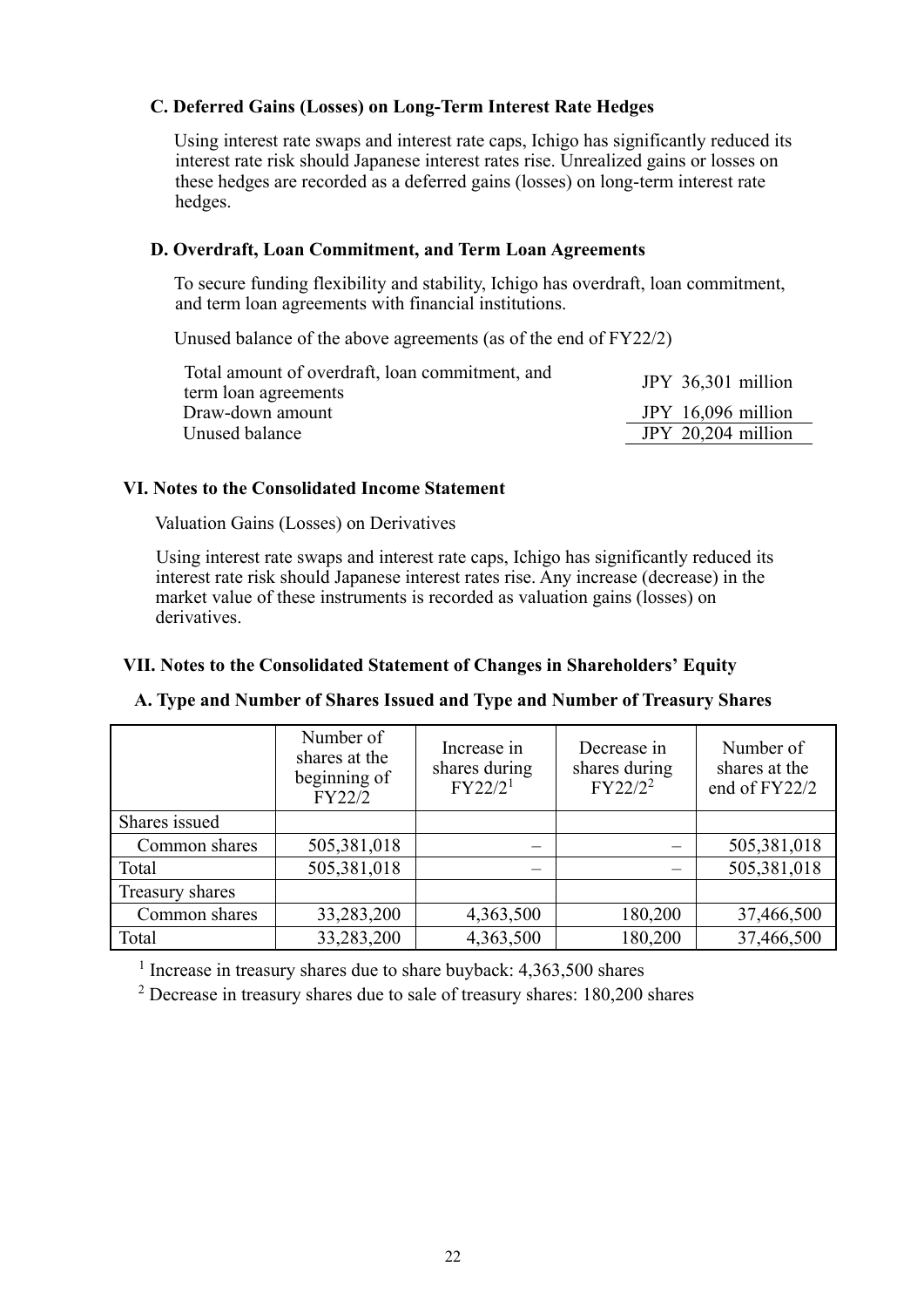### C. Deferred Gains (Losses) on Long-Term Interest Rate Hedges

Using interest rate swaps and interest rate caps, Ichigo has significantly reduced its interest rate risk should Japanese interest rates rise. Unrealized gains or losses on these hedges are recorded as a deferred gains (losses) on long-term interest rate hedges.

### D. Overdraft, Loan Commitment, and Term Loan Agreements

To secure funding flexibility and stability, Ichigo has overdraft, loan commitment, and term loan agreements with financial institutions.

Unused balance of the above agreements (as of the end of FY22/2)

| | |
|---|---|
| Total amount of overdraft, loan commitment, and term loan agreements | JPY 36,301 million |
| Draw-down amount | JPY 16,096 million |
| Unused balance | JPY 20,204 million |

## VI. Notes to the Consolidated Income Statement

Valuation Gains (Losses) on Derivatives

Using interest rate swaps and interest rate caps, Ichigo has significantly reduced its interest rate risk should Japanese interest rates rise. Any increase (decrease) in the market value of these instruments is recorded as valuation gains (losses) on derivatives.

## VII. Notes to the Consolidated Statement of Changes in Shareholders' Equity

### A. Type and Number of Shares Issued and Type and Number of Treasury Shares

| | Number of shares at the beginning of FY22/2 | Increase in shares during FY22/2[1] | Decrease in shares during FY22/2[2] | Number of shares at the end of FY22/2 |
|---|---|---|---|---|
| Shares issued | | | | |
| Common shares | 505,381,018 | – | – | 505,381,018 |
| Total | 505,381,018 | – | – | 505,381,018 |
| Treasury shares | | | | |
| Common shares | 33,283,200 | 4,363,500 | 180,200 | 37,466,500 |
| Total | 33,283,200 | 4,363,500 | 180,200 | 37,466,500 |

[1] Increase in treasury shares due to share buyback: 4,363,500 shares

[2] Decrease in treasury shares due to sale of treasury shares: 180,200 shares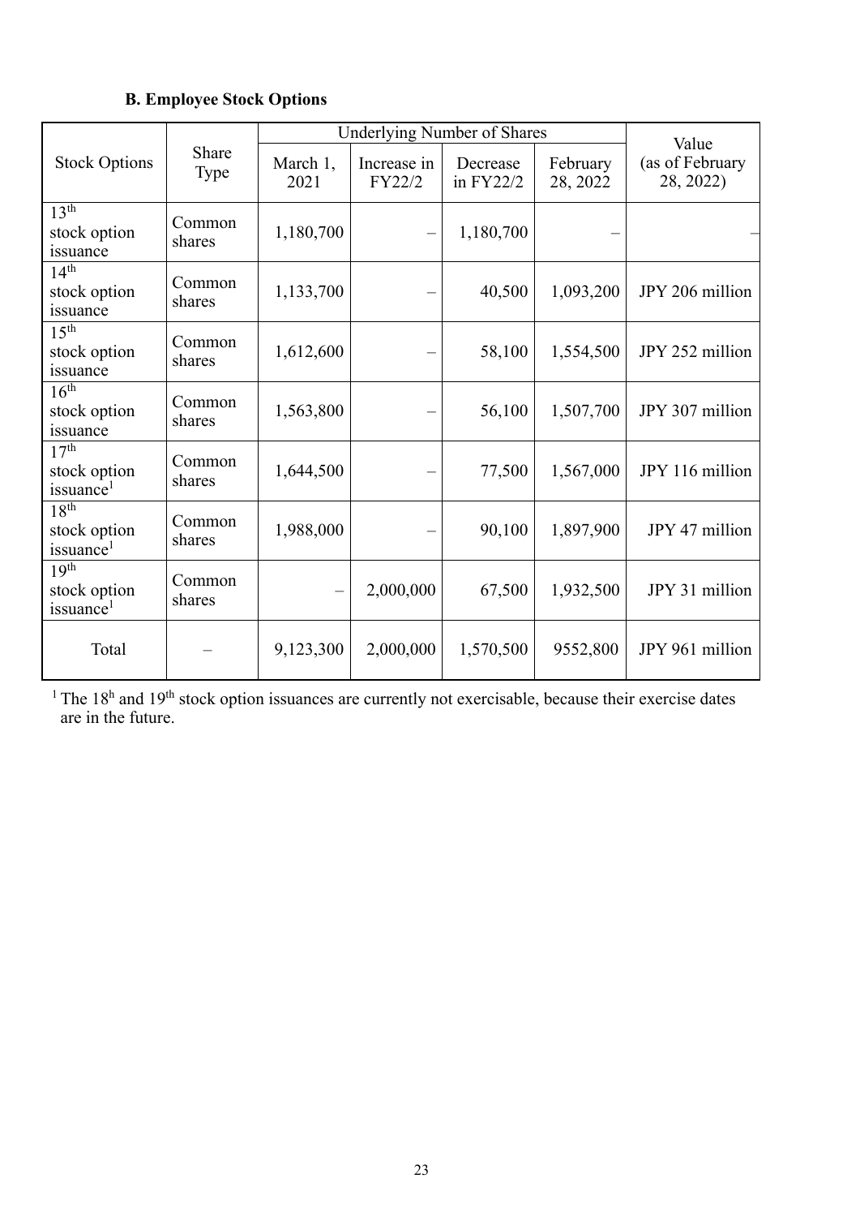### B. Employee Stock Options

| Stock Options | Share Type | Underlying Number of Shares | | | | Value (as of February 28, 2022) |
|---|---|---|---|---|---|---|
| | | March 1, 2021 | Increase in FY22/2 | Decrease in FY22/2 | February 28, 2022 | |
| 13th stock option issuance | Common shares | 1,180,700 | – | 1,180,700 | – | – |
| 14th stock option issuance | Common shares | 1,133,700 | – | 40,500 | 1,093,200 | JPY 206 million |
| 15th stock option issuance | Common shares | 1,612,600 | – | 58,100 | 1,554,500 | JPY 252 million |
| 16th stock option issuance | Common shares | 1,563,800 | – | 56,100 | 1,507,700 | JPY 307 million |
| 17th stock option issuance[1] | Common shares | 1,644,500 | – | 77,500 | 1,567,000 | JPY 116 million |
| 18th stock option issuance[1] | Common shares | 1,988,000 | – | 90,100 | 1,897,900 | JPY 47 million |
| 19th stock option issuance[1] | Common shares | – | 2,000,000 | 67,500 | 1,932,500 | JPY 31 million |
| Total | – | 9,123,300 | 2,000,000 | 1,570,500 | 9552,800 | JPY 961 million |

[1] The 18h and 19th stock option issuances are currently not exercisable, because their exercise dates are in the future.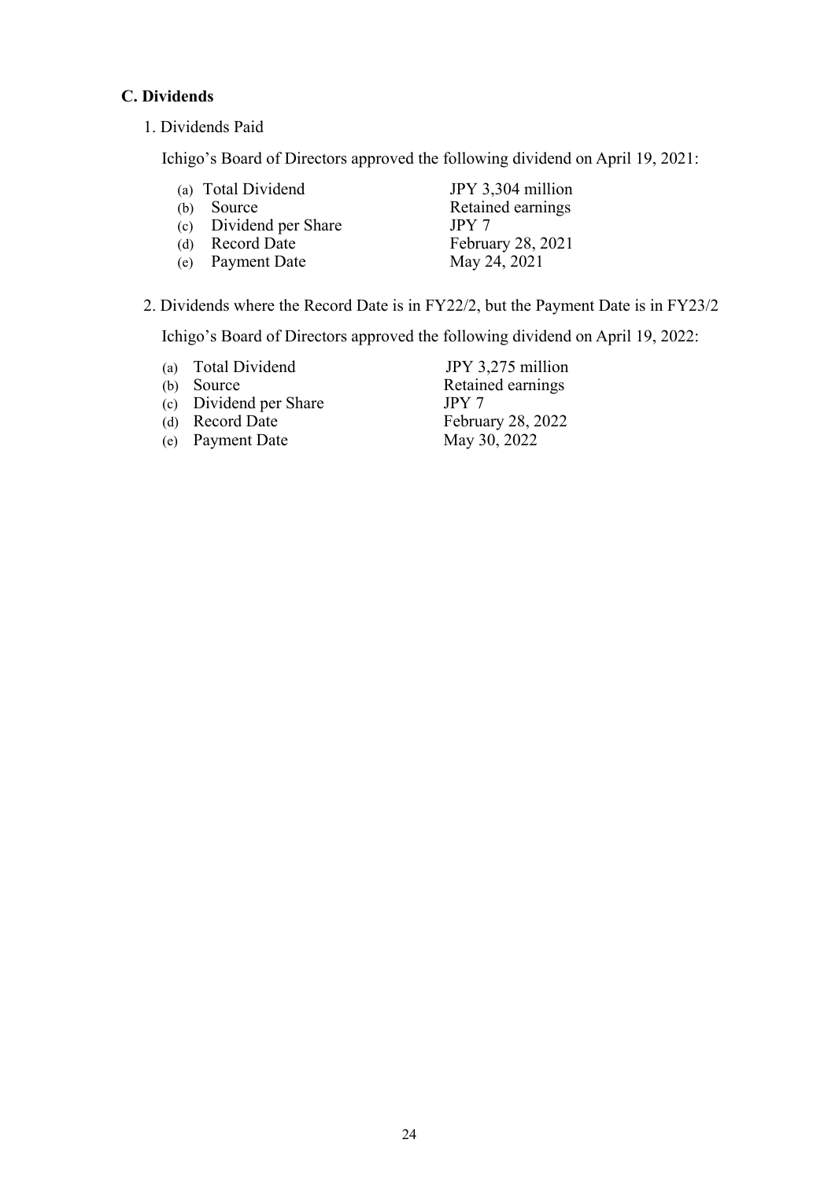### C. Dividends

1. Dividends Paid

Ichigo's Board of Directors approved the following dividend on April 19, 2021:

| | |
|---|---|
| (a) Total Dividend | JPY 3,304 million |
| (b) Source | Retained earnings |
| (c) Dividend per Share | JPY 7 |
| (d) Record Date | February 28, 2021 |
| (e) Payment Date | May 24, 2021 |

2. Dividends where the Record Date is in FY22/2, but the Payment Date is in FY23/2

Ichigo's Board of Directors approved the following dividend on April 19, 2022:

| | |
|---|---|
| (a) Total Dividend | JPY 3,275 million |
| (b) Source | Retained earnings |
| (c) Dividend per Share | JPY 7 |
| (d) Record Date | February 28, 2022 |
| (e) Payment Date | May 30, 2022 |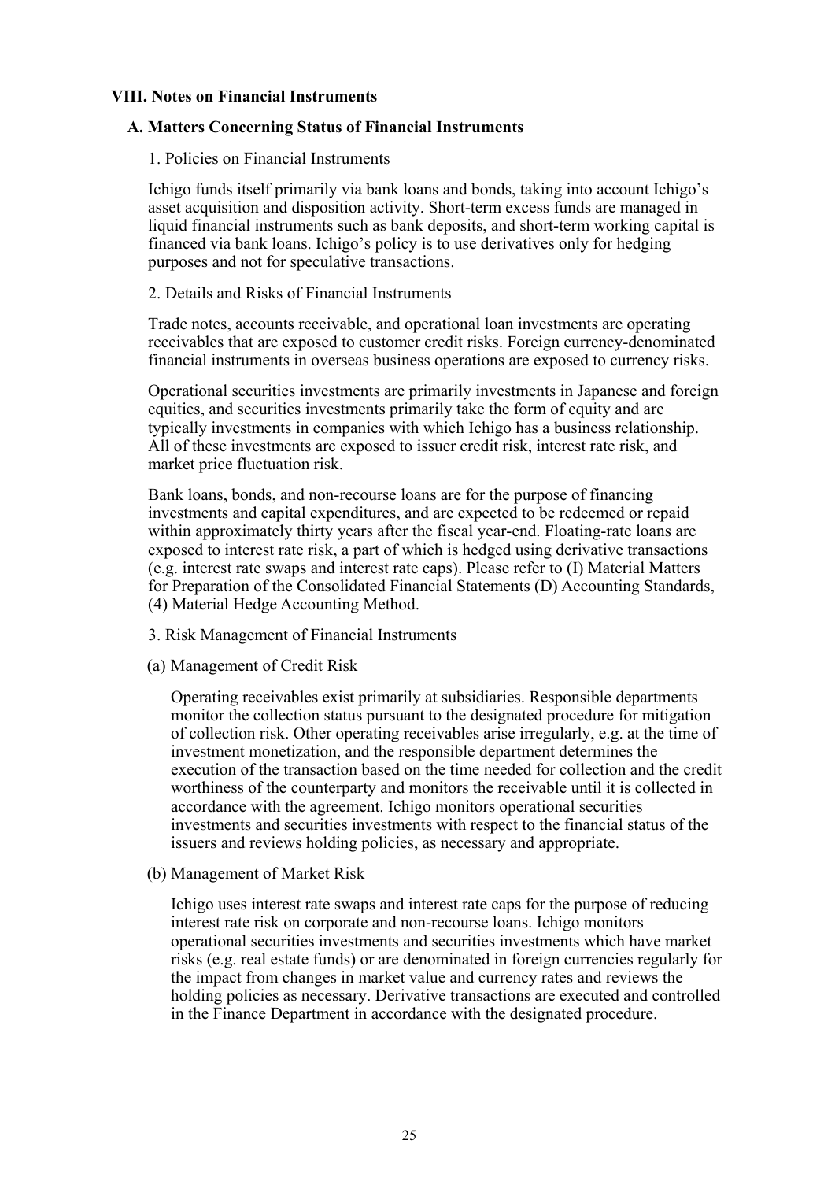## VIII. Notes on Financial Instruments

### A. Matters Concerning Status of Financial Instruments

1. Policies on Financial Instruments

Ichigo funds itself primarily via bank loans and bonds, taking into account Ichigo's asset acquisition and disposition activity. Short-term excess funds are managed in liquid financial instruments such as bank deposits, and short-term working capital is financed via bank loans. Ichigo's policy is to use derivatives only for hedging purposes and not for speculative transactions.

2. Details and Risks of Financial Instruments

Trade notes, accounts receivable, and operational loan investments are operating receivables that are exposed to customer credit risks. Foreign currency-denominated financial instruments in overseas business operations are exposed to currency risks.

Operational securities investments are primarily investments in Japanese and foreign equities, and securities investments primarily take the form of equity and are typically investments in companies with which Ichigo has a business relationship. All of these investments are exposed to issuer credit risk, interest rate risk, and market price fluctuation risk.

Bank loans, bonds, and non-recourse loans are for the purpose of financing investments and capital expenditures, and are expected to be redeemed or repaid within approximately thirty years after the fiscal year-end. Floating-rate loans are exposed to interest rate risk, a part of which is hedged using derivative transactions (e.g. interest rate swaps and interest rate caps). Please refer to (I) Material Matters for Preparation of the Consolidated Financial Statements (D) Accounting Standards, (4) Material Hedge Accounting Method.

3. Risk Management of Financial Instruments

(a) Management of Credit Risk

Operating receivables exist primarily at subsidiaries. Responsible departments monitor the collection status pursuant to the designated procedure for mitigation of collection risk. Other operating receivables arise irregularly, e.g. at the time of investment monetization, and the responsible department determines the execution of the transaction based on the time needed for collection and the credit worthiness of the counterparty and monitors the receivable until it is collected in accordance with the agreement. Ichigo monitors operational securities investments and securities investments with respect to the financial status of the issuers and reviews holding policies, as necessary and appropriate.

(b) Management of Market Risk

Ichigo uses interest rate swaps and interest rate caps for the purpose of reducing interest rate risk on corporate and non-recourse loans. Ichigo monitors operational securities investments and securities investments which have market risks (e.g. real estate funds) or are denominated in foreign currencies regularly for the impact from changes in market value and currency rates and reviews the holding policies as necessary. Derivative transactions are executed and controlled in the Finance Department in accordance with the designated procedure.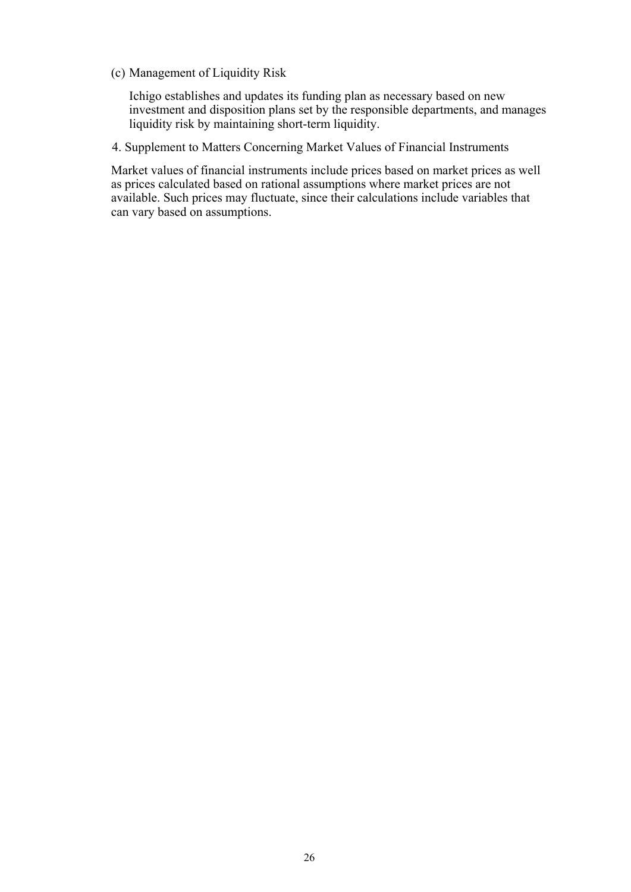(c) Management of Liquidity Risk

Ichigo establishes and updates its funding plan as necessary based on new investment and disposition plans set by the responsible departments, and manages liquidity risk by maintaining short-term liquidity.

4. Supplement to Matters Concerning Market Values of Financial Instruments

Market values of financial instruments include prices based on market prices as well as prices calculated based on rational assumptions where market prices are not available. Such prices may fluctuate, since their calculations include variables that can vary based on assumptions.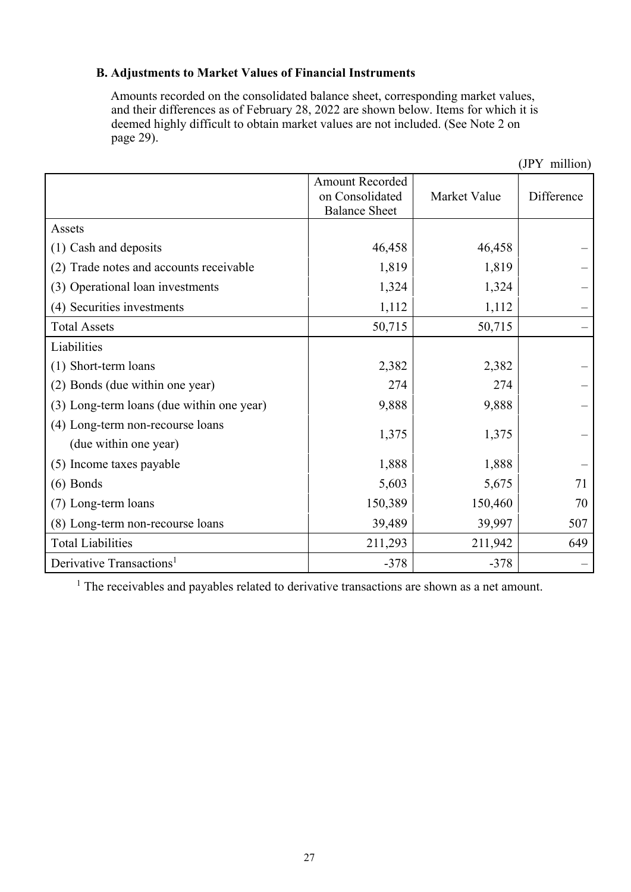### B. Adjustments to Market Values of Financial Instruments

Amounts recorded on the consolidated balance sheet, corresponding market values, and their differences as of February 28, 2022 are shown below. Items for which it is deemed highly difficult to obtain market values are not included. (See Note 2 on page 29).

(JPY million)

| | Amount Recorded on Consolidated Balance Sheet | Market Value | Difference |
|---|---|---|---|
| Assets | | | |
| (1) Cash and deposits | 46,458 | 46,458 | – |
| (2) Trade notes and accounts receivable | 1,819 | 1,819 | – |
| (3) Operational loan investments | 1,324 | 1,324 | – |
| (4) Securities investments | 1,112 | 1,112 | – |
| Total Assets | 50,715 | 50,715 | – |
| Liabilities | | | |
| (1) Short-term loans | 2,382 | 2,382 | – |
| (2) Bonds (due within one year) | 274 | 274 | – |
| (3) Long-term loans (due within one year) | 9,888 | 9,888 | – |
| (4) Long-term non-recourse loans (due within one year) | 1,375 | 1,375 | – |
| (5) Income taxes payable | 1,888 | 1,888 | – |
| (6) Bonds | 5,603 | 5,675 | 71 |
| (7) Long-term loans | 150,389 | 150,460 | 70 |
| (8) Long-term non-recourse loans | 39,489 | 39,997 | 507 |
| Total Liabilities | 211,293 | 211,942 | 649 |
| Derivative Transactions[1] | -378 | -378 | – |

[1] The receivables and payables related to derivative transactions are shown as a net amount.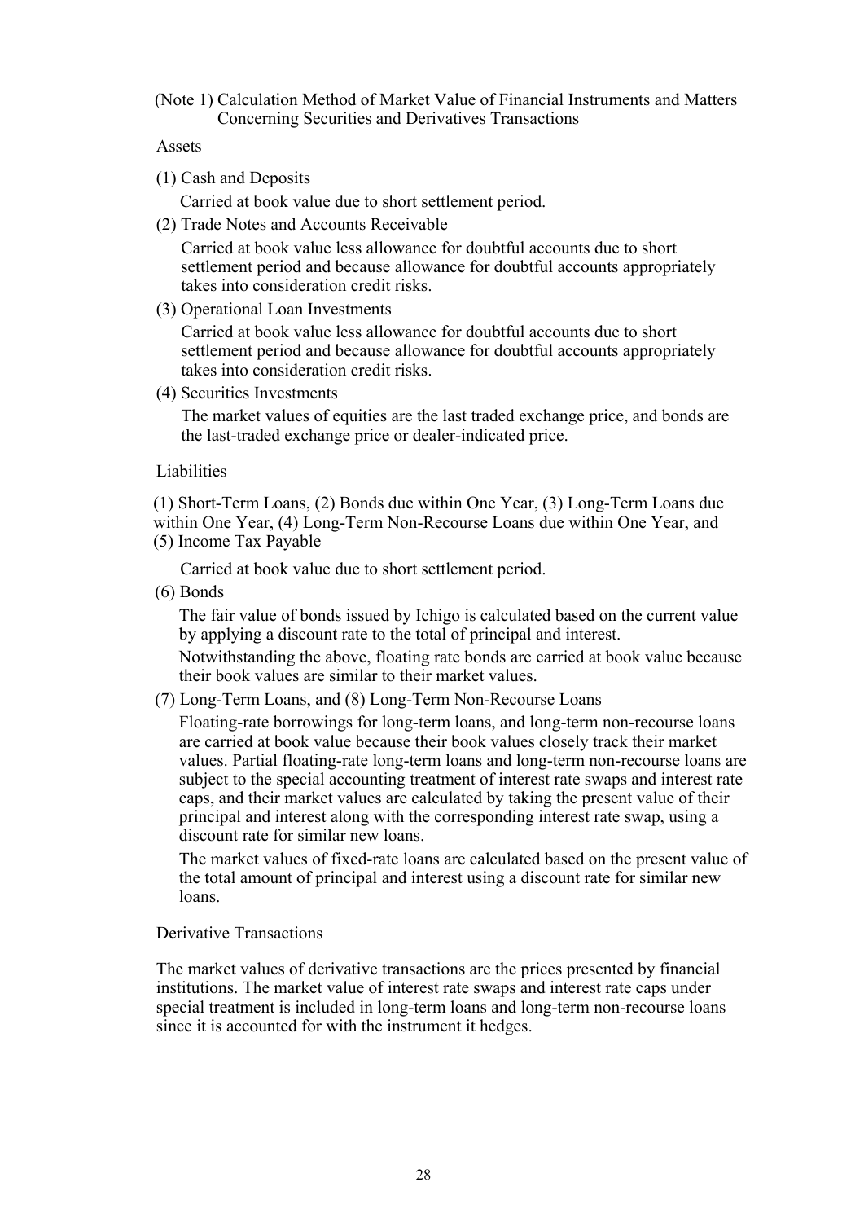(Note 1) Calculation Method of Market Value of Financial Instruments and Matters Concerning Securities and Derivatives Transactions

Assets

(1) Cash and Deposits

Carried at book value due to short settlement period.

(2) Trade Notes and Accounts Receivable

Carried at book value less allowance for doubtful accounts due to short settlement period and because allowance for doubtful accounts appropriately takes into consideration credit risks.

(3) Operational Loan Investments

Carried at book value less allowance for doubtful accounts due to short settlement period and because allowance for doubtful accounts appropriately takes into consideration credit risks.

(4) Securities Investments

The market values of equities are the last traded exchange price, and bonds are the last-traded exchange price or dealer-indicated price.

Liabilities

(1) Short-Term Loans, (2) Bonds due within One Year, (3) Long-Term Loans due within One Year, (4) Long-Term Non-Recourse Loans due within One Year, and (5) Income Tax Payable

Carried at book value due to short settlement period.

(6) Bonds

The fair value of bonds issued by Ichigo is calculated based on the current value by applying a discount rate to the total of principal and interest.

Notwithstanding the above, floating rate bonds are carried at book value because their book values are similar to their market values.

(7) Long-Term Loans, and (8) Long-Term Non-Recourse Loans

Floating-rate borrowings for long-term loans, and long-term non-recourse loans are carried at book value because their book values closely track their market values. Partial floating-rate long-term loans and long-term non-recourse loans are subject to the special accounting treatment of interest rate swaps and interest rate caps, and their market values are calculated by taking the present value of their principal and interest along with the corresponding interest rate swap, using a discount rate for similar new loans.

The market values of fixed-rate loans are calculated based on the present value of the total amount of principal and interest using a discount rate for similar new loans.

Derivative Transactions

The market values of derivative transactions are the prices presented by financial institutions. The market value of interest rate swaps and interest rate caps under special treatment is included in long-term loans and long-term non-recourse loans since it is accounted for with the instrument it hedges.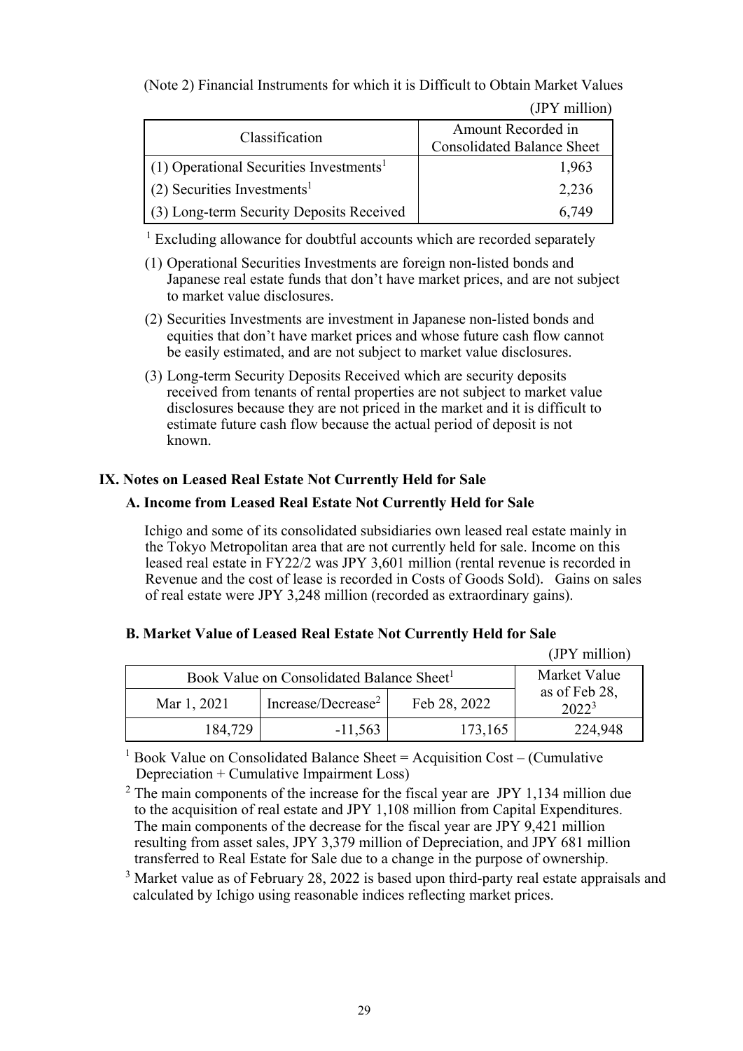(Note 2) Financial Instruments for which it is Difficult to Obtain Market Values

(JPY million)

| Classification | Amount Recorded in Consolidated Balance Sheet |
|---|---|
| (1) Operational Securities Investments[1] | 1,963 |
| (2) Securities Investments[1] | 2,236 |
| (3) Long-term Security Deposits Received | 6,749 |

[1] Excluding allowance for doubtful accounts which are recorded separately

(1) Operational Securities Investments are foreign non-listed bonds and Japanese real estate funds that don't have market prices, and are not subject to market value disclosures.

(2) Securities Investments are investment in Japanese non-listed bonds and equities that don't have market prices and whose future cash flow cannot be easily estimated, and are not subject to market value disclosures.

(3) Long-term Security Deposits Received which are security deposits received from tenants of rental properties are not subject to market value disclosures because they are not priced in the market and it is difficult to estimate future cash flow because the actual period of deposit is not known.

## IX. Notes on Leased Real Estate Not Currently Held for Sale

### A. Income from Leased Real Estate Not Currently Held for Sale

Ichigo and some of its consolidated subsidiaries own leased real estate mainly in the Tokyo Metropolitan area that are not currently held for sale. Income on this leased real estate in FY22/2 was JPY 3,601 million (rental revenue is recorded in Revenue and the cost of lease is recorded in Costs of Goods Sold). Gains on sales of real estate were JPY 3,248 million (recorded as extraordinary gains).

### B. Market Value of Leased Real Estate Not Currently Held for Sale

(JPY million)

| Book Value on Consolidated Balance Sheet[1] | | | Market Value as of Feb 28, 2022[3] |
|---|---|---|---|
| Mar 1, 2021 | Increase/Decrease[2] | Feb 28, 2022 | |
| 184,729 | -11,563 | 173,165 | 224,948 |

[1] Book Value on Consolidated Balance Sheet = Acquisition Cost – (Cumulative Depreciation + Cumulative Impairment Loss)

[2] The main components of the increase for the fiscal year are JPY 1,134 million due to the acquisition of real estate and JPY 1,108 million from Capital Expenditures. The main components of the decrease for the fiscal year are JPY 9,421 million resulting from asset sales, JPY 3,379 million of Depreciation, and JPY 681 million transferred to Real Estate for Sale due to a change in the purpose of ownership.

[3] Market value as of February 28, 2022 is based upon third-party real estate appraisals and calculated by Ichigo using reasonable indices reflecting market prices.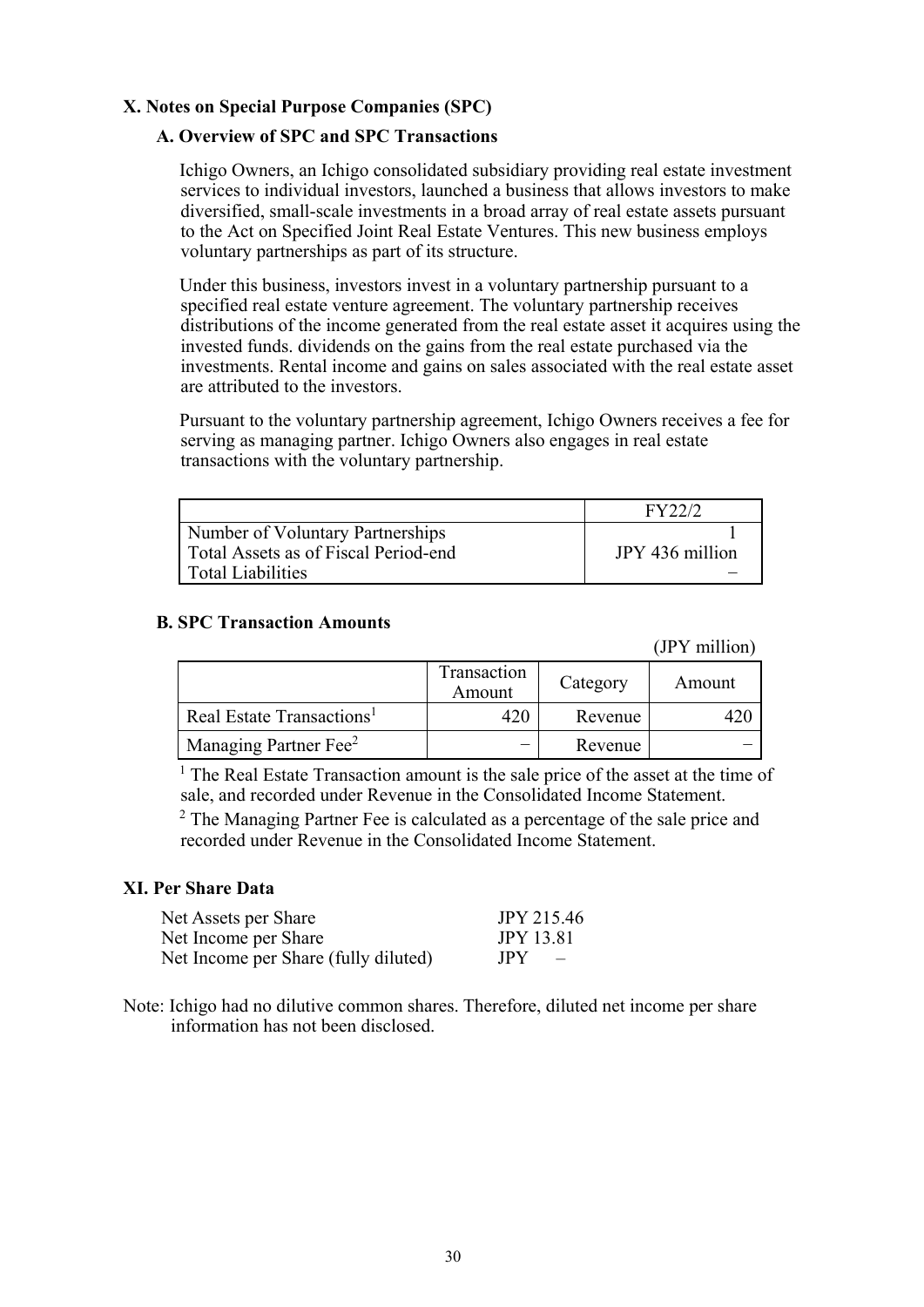## X. Notes on Special Purpose Companies (SPC)

### A. Overview of SPC and SPC Transactions

Ichigo Owners, an Ichigo consolidated subsidiary providing real estate investment services to individual investors, launched a business that allows investors to make diversified, small-scale investments in a broad array of real estate assets pursuant to the Act on Specified Joint Real Estate Ventures. This new business employs voluntary partnerships as part of its structure.

Under this business, investors invest in a voluntary partnership pursuant to a specified real estate venture agreement. The voluntary partnership receives distributions of the income generated from the real estate asset it acquires using the invested funds. dividends on the gains from the real estate purchased via the investments. Rental income and gains on sales associated with the real estate asset are attributed to the investors.

Pursuant to the voluntary partnership agreement, Ichigo Owners receives a fee for serving as managing partner. Ichigo Owners also engages in real estate transactions with the voluntary partnership.

| | FY22/2 |
|---|---|
| Number of Voluntary Partnerships | 1 |
| Total Assets as of Fiscal Period-end | JPY 436 million |
| Total Liabilities | – |

### B. SPC Transaction Amounts

(JPY million)

| | Transaction Amount | Category | Amount |
|---|---|---|---|
| Real Estate Transactions[1] | 420 | Revenue | 420 |
| Managing Partner Fee[2] | – | Revenue | – |

[1] The Real Estate Transaction amount is the sale price of the asset at the time of sale, and recorded under Revenue in the Consolidated Income Statement.

[2] The Managing Partner Fee is calculated as a percentage of the sale price and recorded under Revenue in the Consolidated Income Statement.

## XI. Per Share Data

| | |
|---|---|
| Net Assets per Share | JPY 215.46 |
| Net Income per Share | JPY 13.81 |
| Net Income per Share (fully diluted) | JPY – |

Note: Ichigo had no dilutive common shares. Therefore, diluted net income per share information has not been disclosed.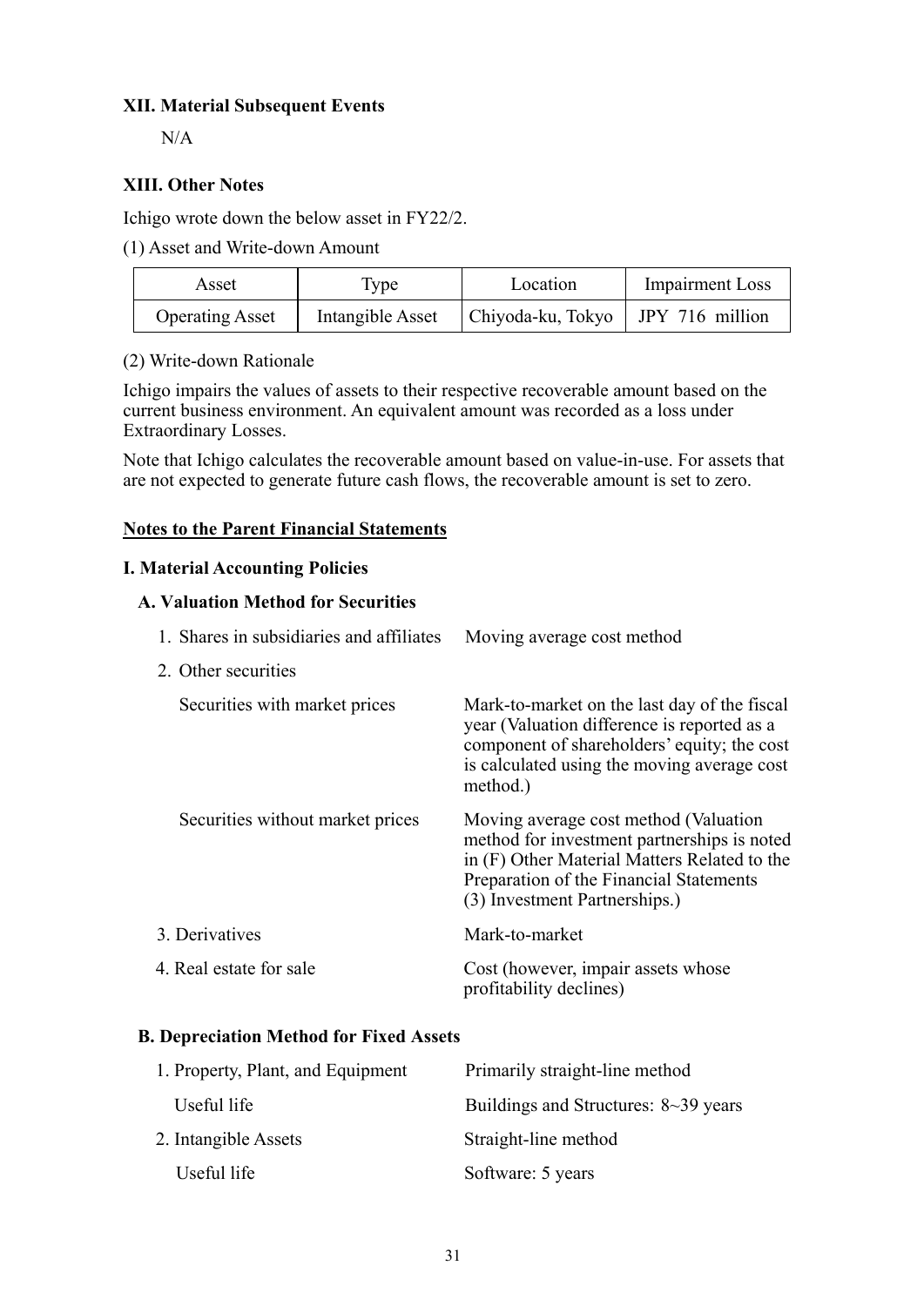### XII. Material Subsequent Events

N/A

### XIII. Other Notes

Ichigo wrote down the below asset in FY22/2.

(1) Asset and Write-down Amount

| Asset | Type | Location | Impairment Loss |
|---|---|---|---|
| Operating Asset | Intangible Asset | Chiyoda-ku, Tokyo | JPY 716 million |

(2) Write-down Rationale

Ichigo impairs the values of assets to their respective recoverable amount based on the current business environment. An equivalent amount was recorded as a loss under Extraordinary Losses.

Note that Ichigo calculates the recoverable amount based on value-in-use. For assets that are not expected to generate future cash flows, the recoverable amount is set to zero.

## Notes to the Parent Financial Statements

### I. Material Accounting Policies

#### A. Valuation Method for Securities

1. Shares in subsidiaries and affiliates — Moving average cost method
2. Other securities
   - Securities with market prices — Mark-to-market on the last day of the fiscal year (Valuation difference is reported as a component of shareholders' equity; the cost is calculated using the moving average cost method.)
   - Securities without market prices — Moving average cost method (Valuation method for investment partnerships is noted in (F) Other Material Matters Related to the Preparation of the Financial Statements (3) Investment Partnerships.)
3. Derivatives — Mark-to-market
4. Real estate for sale — Cost (however, impair assets whose profitability declines)

#### B. Depreciation Method for Fixed Assets

1. Property, Plant, and Equipment — Primarily straight-line method
   - Useful life — Buildings and Structures: 8~39 years
2. Intangible Assets — Straight-line method
   - Useful life — Software: 5 years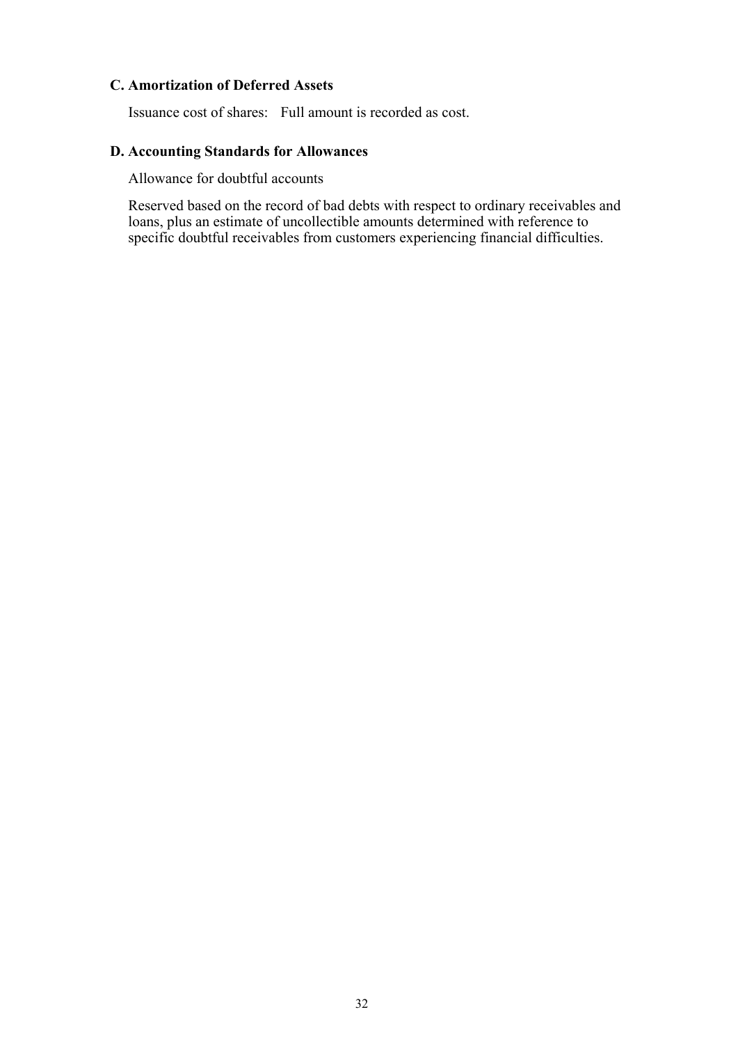### C. Amortization of Deferred Assets

Issuance cost of shares: Full amount is recorded as cost.

### D. Accounting Standards for Allowances

Allowance for doubtful accounts

Reserved based on the record of bad debts with respect to ordinary receivables and loans, plus an estimate of uncollectible amounts determined with reference to specific doubtful receivables from customers experiencing financial difficulties.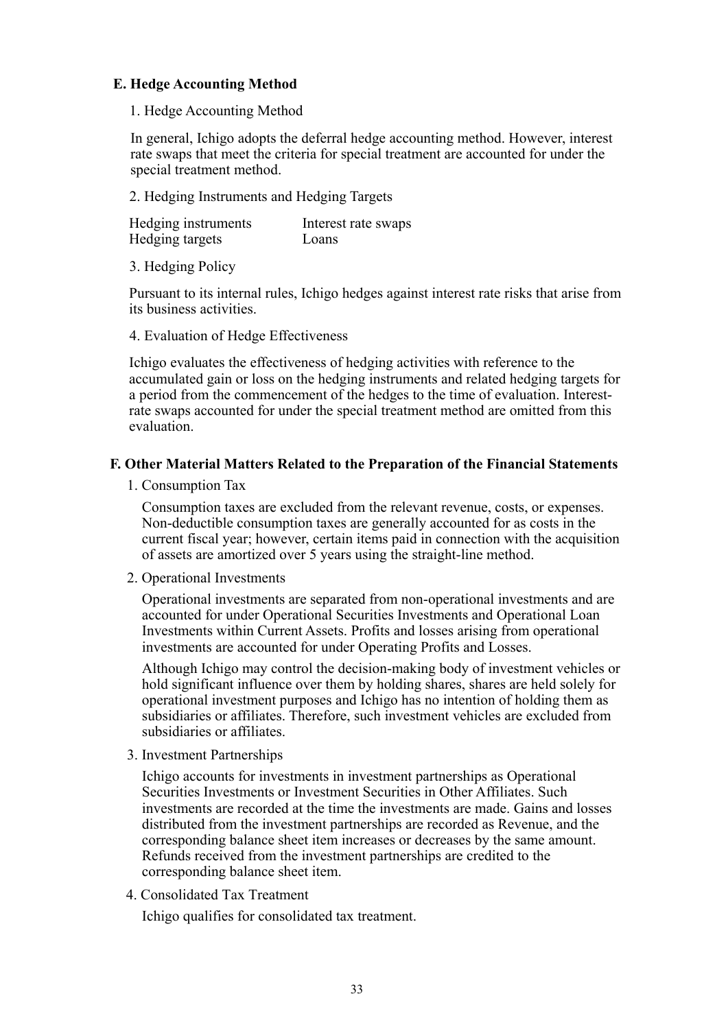### E. Hedge Accounting Method

1. Hedge Accounting Method

In general, Ichigo adopts the deferral hedge accounting method. However, interest rate swaps that meet the criteria for special treatment are accounted for under the special treatment method.

2. Hedging Instruments and Hedging Targets

| Hedging instruments | Interest rate swaps |
|---|---|
| Hedging targets | Loans |

3. Hedging Policy

Pursuant to its internal rules, Ichigo hedges against interest rate risks that arise from its business activities.

4. Evaluation of Hedge Effectiveness

Ichigo evaluates the effectiveness of hedging activities with reference to the accumulated gain or loss on the hedging instruments and related hedging targets for a period from the commencement of the hedges to the time of evaluation. Interest-rate swaps accounted for under the special treatment method are omitted from this evaluation.

### F. Other Material Matters Related to the Preparation of the Financial Statements

1. Consumption Tax

Consumption taxes are excluded from the relevant revenue, costs, or expenses. Non-deductible consumption taxes are generally accounted for as costs in the current fiscal year; however, certain items paid in connection with the acquisition of assets are amortized over 5 years using the straight-line method.

2. Operational Investments

Operational investments are separated from non-operational investments and are accounted for under Operational Securities Investments and Operational Loan Investments within Current Assets. Profits and losses arising from operational investments are accounted for under Operating Profits and Losses.

Although Ichigo may control the decision-making body of investment vehicles or hold significant influence over them by holding shares, shares are held solely for operational investment purposes and Ichigo has no intention of holding them as subsidiaries or affiliates. Therefore, such investment vehicles are excluded from subsidiaries or affiliates.

3. Investment Partnerships

Ichigo accounts for investments in investment partnerships as Operational Securities Investments or Investment Securities in Other Affiliates. Such investments are recorded at the time the investments are made. Gains and losses distributed from the investment partnerships are recorded as Revenue, and the corresponding balance sheet item increases or decreases by the same amount. Refunds received from the investment partnerships are credited to the corresponding balance sheet item.

4. Consolidated Tax Treatment

Ichigo qualifies for consolidated tax treatment.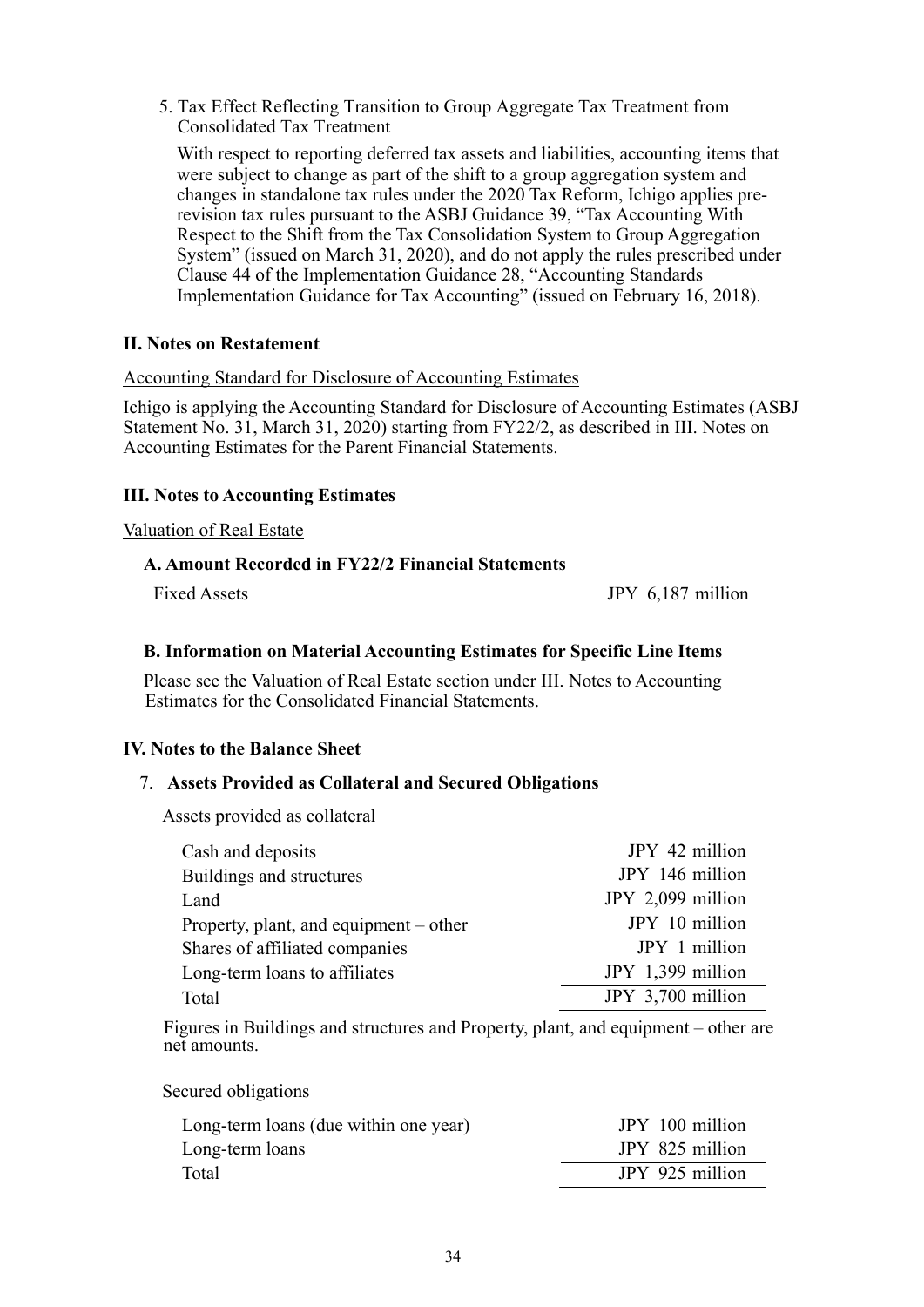5. Tax Effect Reflecting Transition to Group Aggregate Tax Treatment from Consolidated Tax Treatment

   With respect to reporting deferred tax assets and liabilities, accounting items that were subject to change as part of the shift to a group aggregation system and changes in standalone tax rules under the 2020 Tax Reform, Ichigo applies pre-revision tax rules pursuant to the ASBJ Guidance 39, "Tax Accounting With Respect to the Shift from the Tax Consolidation System to Group Aggregation System" (issued on March 31, 2020), and do not apply the rules prescribed under Clause 44 of the Implementation Guidance 28, "Accounting Standards Implementation Guidance for Tax Accounting" (issued on February 16, 2018).

### II. Notes on Restatement

Accounting Standard for Disclosure of Accounting Estimates

Ichigo is applying the Accounting Standard for Disclosure of Accounting Estimates (ASBJ Statement No. 31, March 31, 2020) starting from FY22/2, as described in III. Notes on Accounting Estimates for the Parent Financial Statements.

### III. Notes to Accounting Estimates

Valuation of Real Estate

#### A. Amount Recorded in FY22/2 Financial Statements

| | |
|---|---|
| Fixed Assets | JPY 6,187 million |

#### B. Information on Material Accounting Estimates for Specific Line Items

Please see the Valuation of Real Estate section under III. Notes to Accounting Estimates for the Consolidated Financial Statements.

### IV. Notes to the Balance Sheet

#### 7. Assets Provided as Collateral and Secured Obligations

Assets provided as collateral

| | |
|---|---|
| Cash and deposits | JPY 42 million |
| Buildings and structures | JPY 146 million |
| Land | JPY 2,099 million |
| Property, plant, and equipment – other | JPY 10 million |
| Shares of affiliated companies | JPY 1 million |
| Long-term loans to affiliates | JPY 1,399 million |
| Total | JPY 3,700 million |

Figures in Buildings and structures and Property, plant, and equipment – other are net amounts.

Secured obligations

| | |
|---|---|
| Long-term loans (due within one year) | JPY 100 million |
| Long-term loans | JPY 825 million |
| Total | JPY 925 million |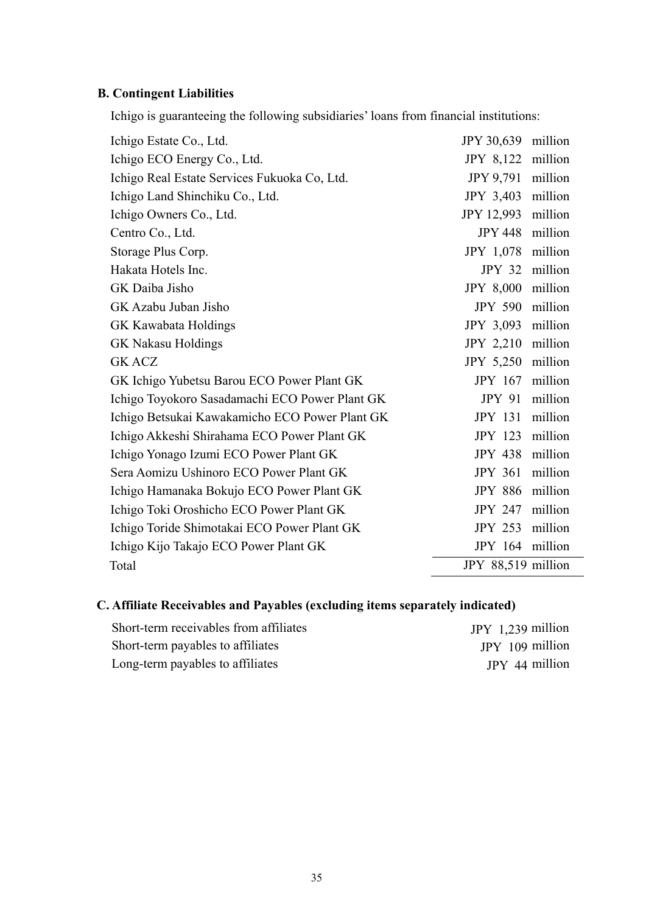### B. Contingent Liabilities

Ichigo is guaranteeing the following subsidiaries' loans from financial institutions:

| | |
|---|---|
| Ichigo Estate Co., Ltd. | JPY 30,639 million |
| Ichigo ECO Energy Co., Ltd. | JPY 8,122 million |
| Ichigo Real Estate Services Fukuoka Co, Ltd. | JPY 9,791 million |
| Ichigo Land Shinchiku Co., Ltd. | JPY 3,403 million |
| Ichigo Owners Co., Ltd. | JPY 12,993 million |
| Centro Co., Ltd. | JPY 448 million |
| Storage Plus Corp. | JPY 1,078 million |
| Hakata Hotels Inc. | JPY 32 million |
| GK Daiba Jisho | JPY 8,000 million |
| GK Azabu Juban Jisho | JPY 590 million |
| GK Kawabata Holdings | JPY 3,093 million |
| GK Nakasu Holdings | JPY 2,210 million |
| GK ACZ | JPY 5,250 million |
| GK Ichigo Yubetsu Barou ECO Power Plant GK | JPY 167 million |
| Ichigo Toyokoro Sasadamachi ECO Power Plant GK | JPY 91 million |
| Ichigo Betsukai Kawakamicho ECO Power Plant GK | JPY 131 million |
| Ichigo Akkeshi Shirahama ECO Power Plant GK | JPY 123 million |
| Ichigo Yonago Izumi ECO Power Plant GK | JPY 438 million |
| Sera Aomizu Ushinoro ECO Power Plant GK | JPY 361 million |
| Ichigo Hamanaka Bokujo ECO Power Plant GK | JPY 886 million |
| Ichigo Toki Oroshicho ECO Power Plant GK | JPY 247 million |
| Ichigo Toride Shimotakai ECO Power Plant GK | JPY 253 million |
| Ichigo Kijo Takajo ECO Power Plant GK | JPY 164 million |
| Total | JPY 88,519 million |

### C. Affiliate Receivables and Payables (excluding items separately indicated)

| | |
|---|---|
| Short-term receivables from affiliates | JPY 1,239 million |
| Short-term payables to affiliates | JPY 109 million |
| Long-term payables to affiliates | JPY 44 million |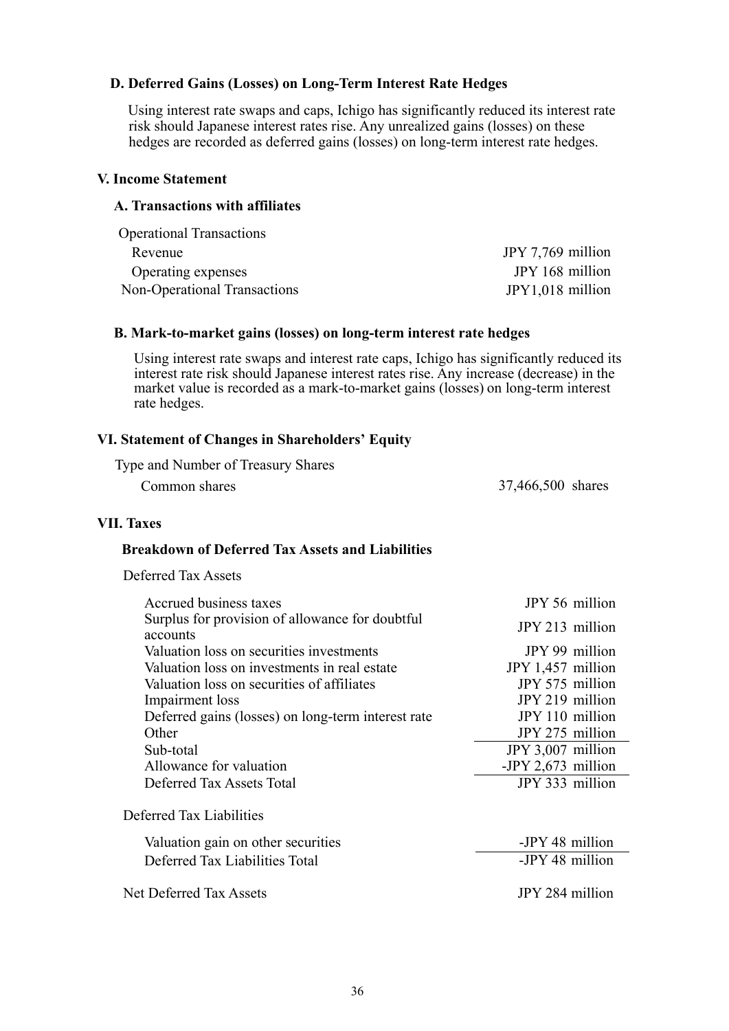### D. Deferred Gains (Losses) on Long-Term Interest Rate Hedges

Using interest rate swaps and caps, Ichigo has significantly reduced its interest rate risk should Japanese interest rates rise. Any unrealized gains (losses) on these hedges are recorded as deferred gains (losses) on long-term interest rate hedges.

## V. Income Statement

### A. Transactions with affiliates

| | |
|---|---|
| Operational Transactions | |
| Revenue | JPY 7,769 million |
| Operating expenses | JPY 168 million |
| Non-Operational Transactions | JPY1,018 million |

### B. Mark-to-market gains (losses) on long-term interest rate hedges

Using interest rate swaps and interest rate caps, Ichigo has significantly reduced its interest rate risk should Japanese interest rates rise. Any increase (decrease) in the market value is recorded as a mark-to-market gains (losses) on long-term interest rate hedges.

## VI. Statement of Changes in Shareholders' Equity

| | |
|---|---|
| Type and Number of Treasury Shares | |
| Common shares | 37,466,500 shares |

## VII. Taxes

### Breakdown of Deferred Tax Assets and Liabilities

| | |
|---|---|
| **Deferred Tax Assets** | |
| Accrued business taxes | JPY 56 million |
| Surplus for provision of allowance for doubtful accounts | JPY 213 million |
| Valuation loss on securities investments | JPY 99 million |
| Valuation loss on investments in real estate | JPY 1,457 million |
| Valuation loss on securities of affiliates | JPY 575 million |
| Impairment loss | JPY 219 million |
| Deferred gains (losses) on long-term interest rate | JPY 110 million |
| Other | JPY 275 million |
| Sub-total | JPY 3,007 million |
| Allowance for valuation | -JPY 2,673 million |
| Deferred Tax Assets Total | JPY 333 million |
| **Deferred Tax Liabilities** | |
| Valuation gain on other securities | -JPY 48 million |
| Deferred Tax Liabilities Total | -JPY 48 million |
| Net Deferred Tax Assets | JPY 284 million |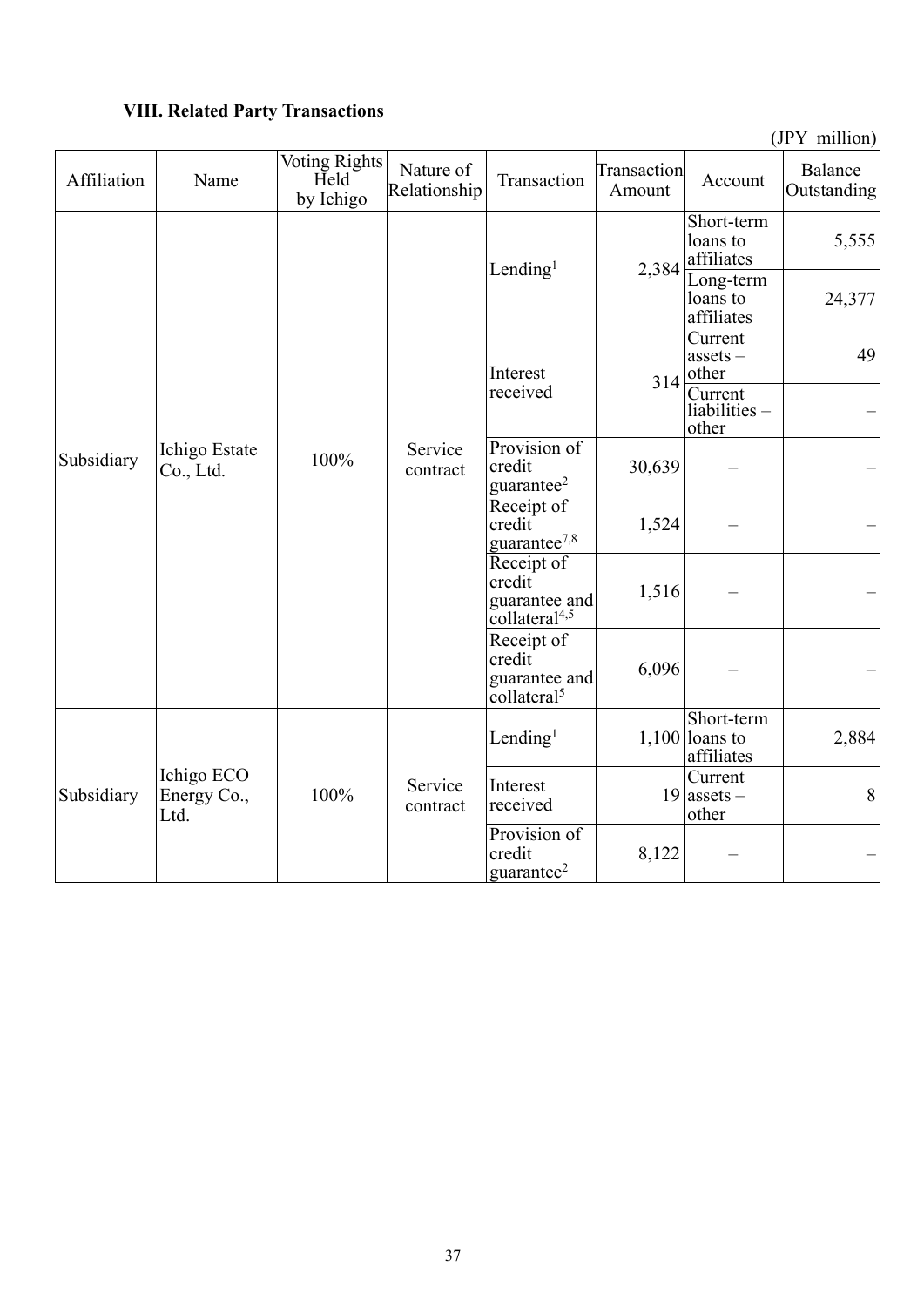### VIII. Related Party Transactions

(JPY million)

| Affiliation | Name | Voting Rights Held by Ichigo | Nature of Relationship | Transaction | Transaction Amount | Account | Balance Outstanding |
|---|---|---|---|---|---|---|---|
| Subsidiary | Ichigo Estate Co., Ltd. | 100% | Service contract | Lending[1] | 2,384 | Short-term loans to affiliates | 5,555 |
| | | | | | | Long-term loans to affiliates | 24,377 |
| | | | | Interest received | 314 | Current assets – other | 49 |
| | | | | | | Current liabilities – other | – |
| | | | | Provision of credit guarantee[2] | 30,639 | – | – |
| | | | | Receipt of credit guarantee[7,8] | 1,524 | – | – |
| | | | | Receipt of credit guarantee and collateral[4,5] | 1,516 | – | – |
| | | | | Receipt of credit guarantee and collateral[5] | 6,096 | – | – |
| Subsidiary | Ichigo ECO Energy Co., Ltd. | 100% | Service contract | Lending[1] | 1,100 | Short-term loans to affiliates | 2,884 |
| | | | | Interest received | 19 | Current assets – other | 8 |
| | | | | Provision of credit guarantee[2] | 8,122 | – | – |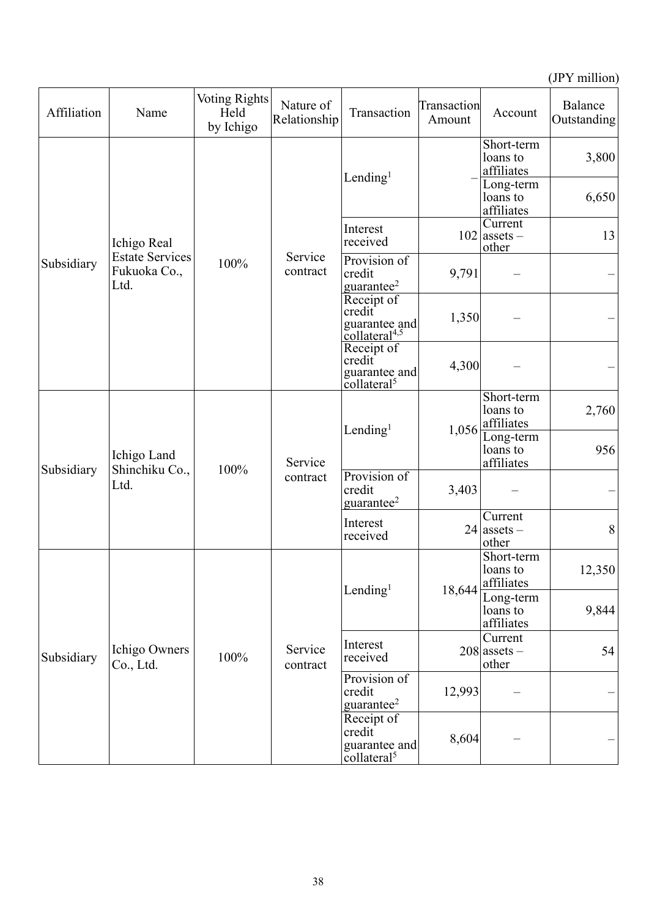(JPY million)

| Affiliation | Name | Voting Rights Held by Ichigo | Nature of Relationship | Transaction | Transaction Amount | Account | Balance Outstanding |
|---|---|---|---|---|---|---|---|
| Subsidiary | Ichigo Real Estate Services Fukuoka Co., Ltd. | 100% | Service contract | Lending[1] | – | Short-term loans to affiliates | 3,800 |
| | | | | | | Long-term loans to affiliates | 6,650 |
| | | | | Interest received | 102 | Current assets – other | 13 |
| | | | | Provision of credit guarantee[2] | 9,791 | – | – |
| | | | | Receipt of credit guarantee and collateral[4,5] | 1,350 | – | – |
| | | | | Receipt of credit guarantee and collateral[5] | 4,300 | – | – |
| Subsidiary | Ichigo Land Shinchiku Co., Ltd. | 100% | Service contract | Lending[1] | 1,056 | Short-term loans to affiliates | 2,760 |
| | | | | | | Long-term loans to affiliates | 956 |
| | | | | Provision of credit guarantee[2] | 3,403 | – | – |
| | | | | Interest received | 24 | Current assets – other | 8 |
| Subsidiary | Ichigo Owners Co., Ltd. | 100% | Service contract | Lending[1] | 18,644 | Short-term loans to affiliates | 12,350 |
| | | | | | | Long-term loans to affiliates | 9,844 |
| | | | | Interest received | 208 | Current assets – other | 54 |
| | | | | Provision of credit guarantee[2] | 12,993 | – | – |
| | | | | Receipt of credit guarantee and collateral[5] | 8,604 | – | – |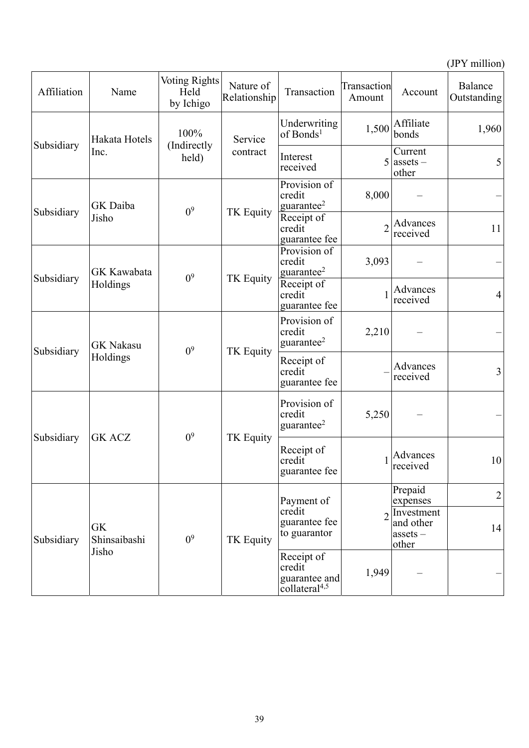(JPY million)

| Affiliation | Name | Voting Rights Held by Ichigo | Nature of Relationship | Transaction | Transaction Amount | Account | Balance Outstanding |
|---|---|---|---|---|---|---|---|
| Subsidiary | Hakata Hotels Inc. | 100% (Indirectly held) | Service contract | Underwriting of Bonds[1] | 1,500 | Affiliate bonds | 1,960 |
| | | | | Interest received | 5 | Current assets – other | 5 |
| Subsidiary | GK Daiba Jisho | 0[9] | TK Equity | Provision of credit guarantee[2] | 8,000 | – | – |
| | | | | Receipt of credit guarantee fee | 2 | Advances received | 11 |
| Subsidiary | GK Kawabata Holdings | 0[9] | TK Equity | Provision of credit guarantee[2] | 3,093 | – | – |
| | | | | Receipt of credit guarantee fee | 1 | Advances received | 4 |
| Subsidiary | GK Nakasu Holdings | 0[9] | TK Equity | Provision of credit guarantee[2] | 2,210 | – | – |
| | | | | Receipt of credit guarantee fee | – | Advances received | 3 |
| Subsidiary | GK ACZ | 0[9] | TK Equity | Provision of credit guarantee[2] | 5,250 | – | – |
| | | | | Receipt of credit guarantee fee | 1 | Advances received | 10 |
| Subsidiary | GK Shinsaibashi Jisho | 0[9] | TK Equity | Payment of credit guarantee fee to guarantor | 2 | Prepaid expenses | 2 |
| | | | | | | Investment and other assets – other | 14 |
| | | | | Receipt of credit guarantee and collateral[4,5] | 1,949 | – | – |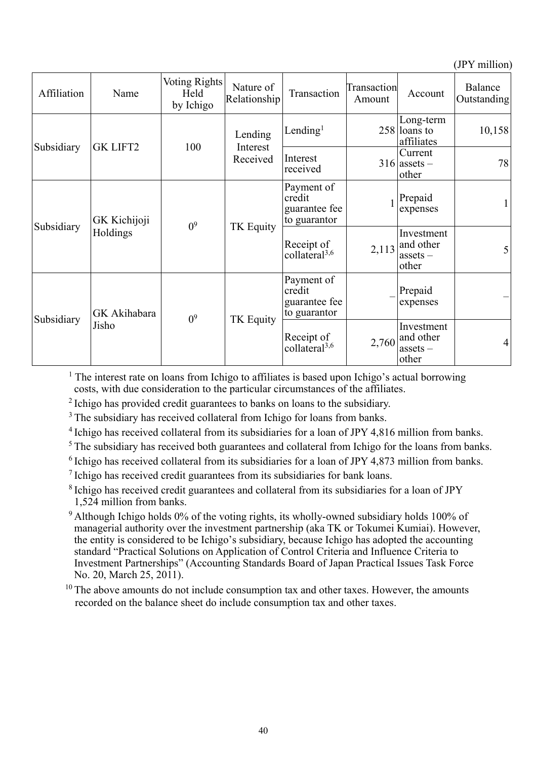(JPY million)

| Affiliation | Name | Voting Rights Held by Ichigo | Nature of Relationship | Transaction | Transaction Amount | Account | Balance Outstanding |
|---|---|---|---|---|---|---|---|
| Subsidiary | GK LIFT2 | 100 | Lending Interest Received | Lending[1] | 258 | Long-term loans to affiliates | 10,158 |
| | | | | Interest received | 316 | Current assets – other | 78 |
| Subsidiary | GK Kichijoji Holdings | 0[9] | TK Equity | Payment of credit guarantee fee to guarantor | 1 | Prepaid expenses | 1 |
| | | | | Receipt of collateral[3,6] | 2,113 | Investment and other assets – other | 5 |
| Subsidiary | GK Akihabara Jisho | 0[9] | TK Equity | Payment of credit guarantee fee to guarantor | – | Prepaid expenses | – |
| | | | | Receipt of collateral[3,6] | 2,760 | Investment and other assets – other | 4 |

[1] The interest rate on loans from Ichigo to affiliates is based upon Ichigo's actual borrowing costs, with due consideration to the particular circumstances of the affiliates.

[2] Ichigo has provided credit guarantees to banks on loans to the subsidiary.

[3] The subsidiary has received collateral from Ichigo for loans from banks.

[4] Ichigo has received collateral from its subsidiaries for a loan of JPY 4,816 million from banks.

[5] The subsidiary has received both guarantees and collateral from Ichigo for the loans from banks.

[6] Ichigo has received collateral from its subsidiaries for a loan of JPY 4,873 million from banks.

[7] Ichigo has received credit guarantees from its subsidiaries for bank loans.

[8] Ichigo has received credit guarantees and collateral from its subsidiaries for a loan of JPY 1,524 million from banks.

[9] Although Ichigo holds 0% of the voting rights, its wholly-owned subsidiary holds 100% of managerial authority over the investment partnership (aka TK or Tokumei Kumiai). However, the entity is considered to be Ichigo's subsidiary, because Ichigo has adopted the accounting standard "Practical Solutions on Application of Control Criteria and Influence Criteria to Investment Partnerships" (Accounting Standards Board of Japan Practical Issues Task Force No. 20, March 25, 2011).

[10] The above amounts do not include consumption tax and other taxes. However, the amounts recorded on the balance sheet do include consumption tax and other taxes.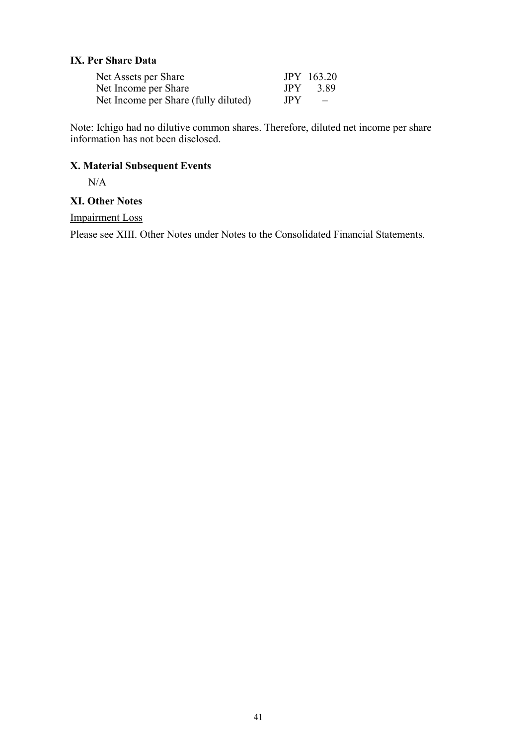**IX. Per Share Data**

| | | |
|---|---|---|
| Net Assets per Share | JPY | 163.20 |
| Net Income per Share | JPY | 3.89 |
| Net Income per Share (fully diluted) | JPY | – |

Note: Ichigo had no dilutive common shares. Therefore, diluted net income per share information has not been disclosed.

**X. Material Subsequent Events**

N/A

**XI. Other Notes**

Impairment Loss

Please see XIII. Other Notes under Notes to the Consolidated Financial Statements.